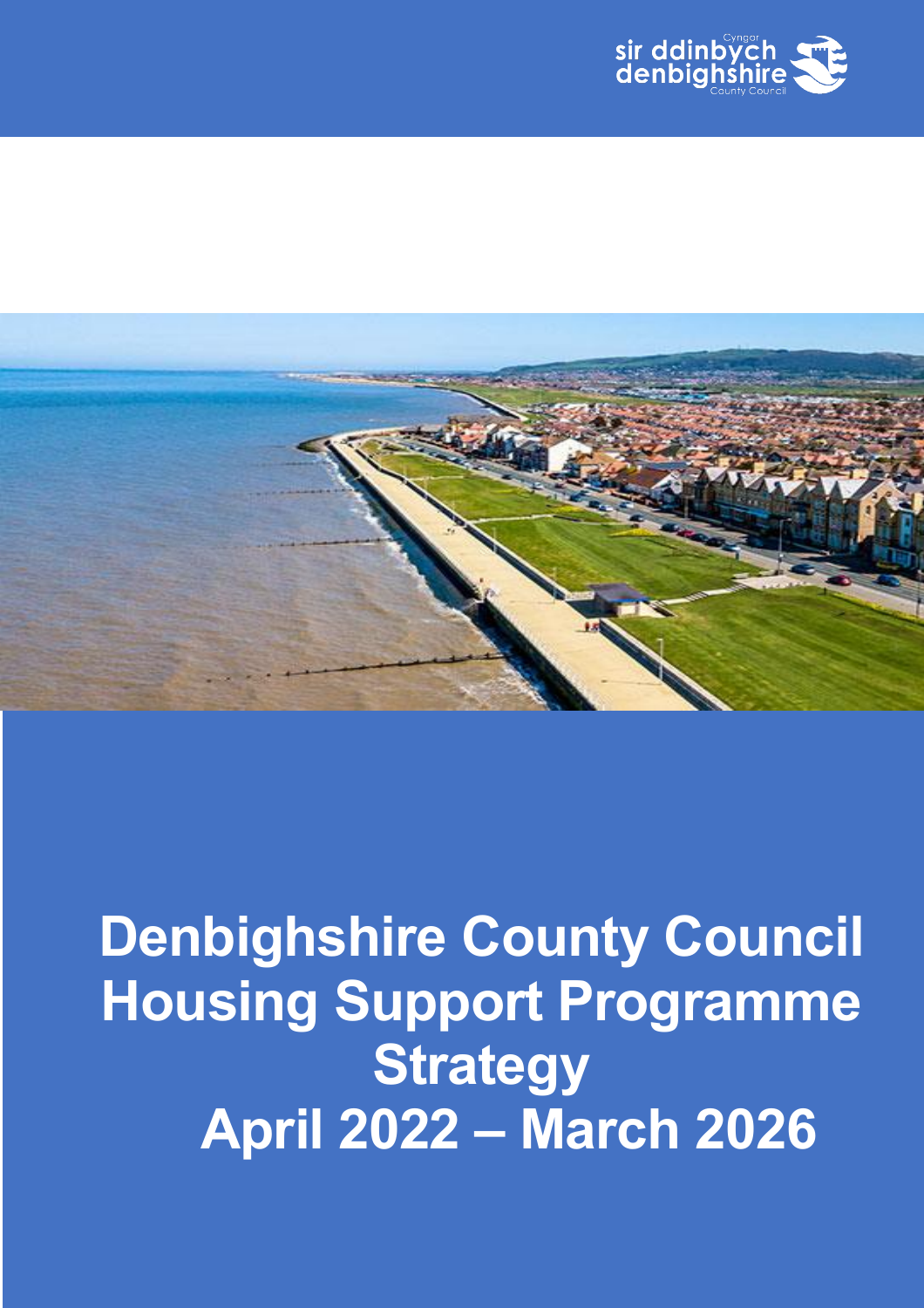Cyngor sir ddinbych denbighshire County Council

# Denbighshire County Council Housing Support Programme Strategy April 2022 – March 2026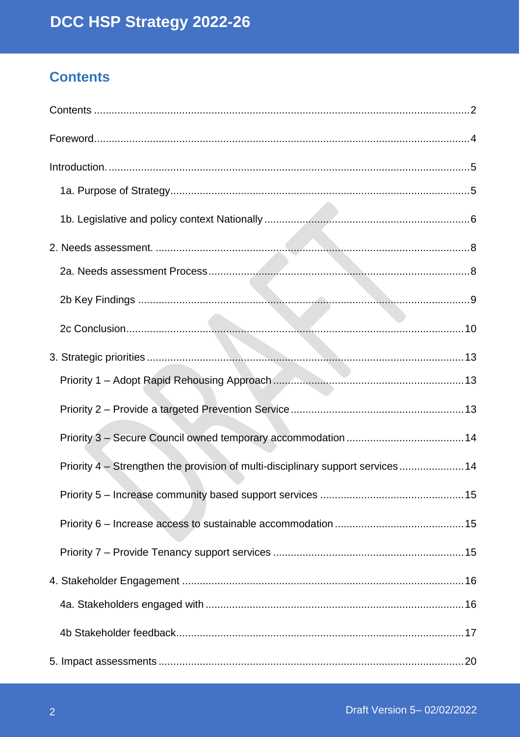## Contents

Contents ..... 2

Foreword ..... 4

Introduction. ..... 5

- 1a. Purpose of Strategy ..... 5
- 1b. Legislative and policy context Nationally ..... 6

2. Needs assessment. ..... 8

- 2a. Needs assessment Process ..... 8
- 2b Key Findings ..... 9
- 2c Conclusion ..... 10

3. Strategic priorities ..... 13

- Priority 1 – Adopt Rapid Rehousing Approach ..... 13
- Priority 2 – Provide a targeted Prevention Service ..... 13
- Priority 3 – Secure Council owned temporary accommodation ..... 14
- Priority 4 – Strengthen the provision of multi-disciplinary support services ..... 14
- Priority 5 – Increase community based support services ..... 15
- Priority 6 – Increase access to sustainable accommodation ..... 15
- Priority 7 – Provide Tenancy support services ..... 15

4. Stakeholder Engagement ..... 16

- 4a. Stakeholders engaged with ..... 16
- 4b Stakeholder feedback ..... 17

5. Impact assessments ..... 20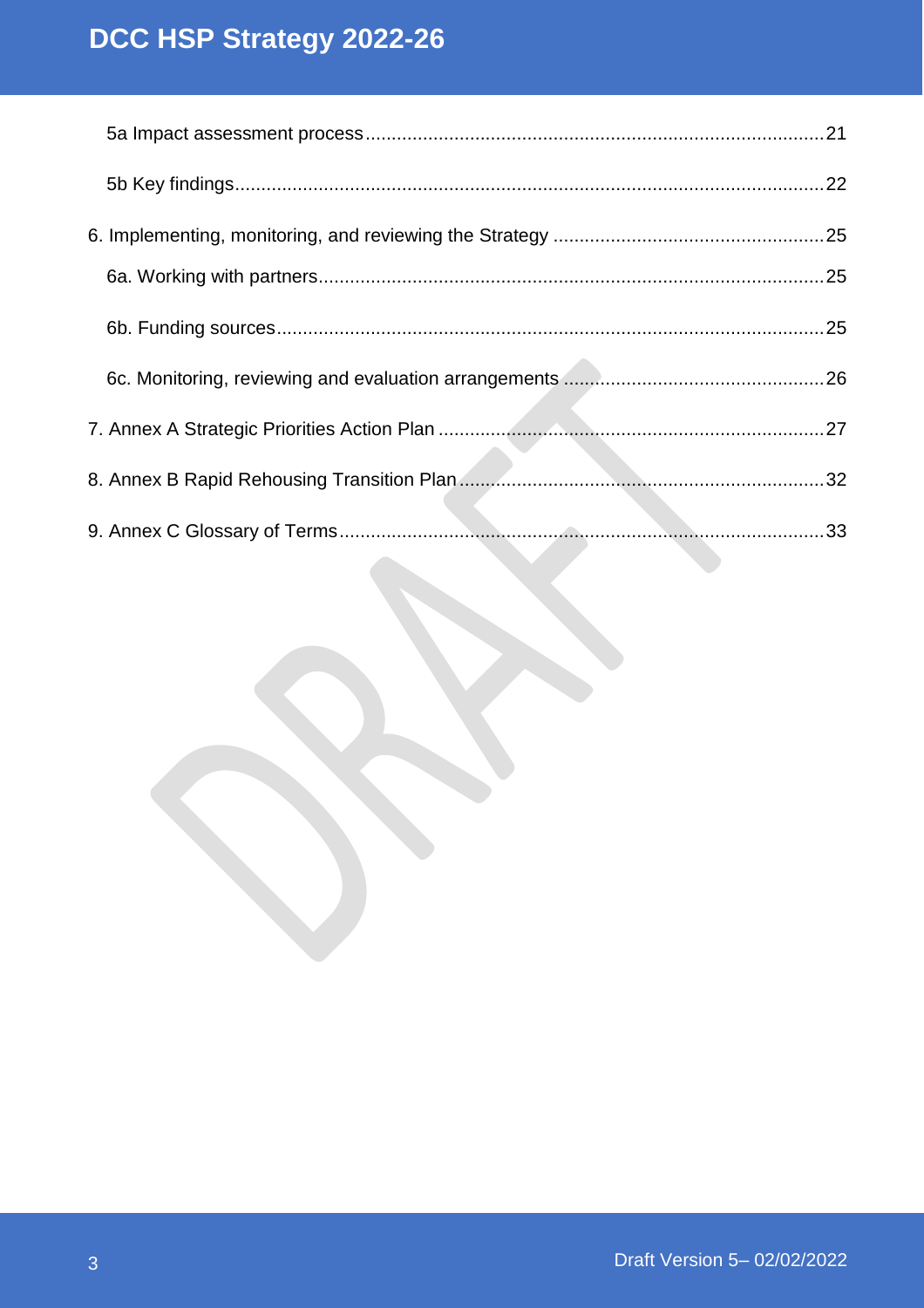- 5a Impact assessment process ........................................................................................ 21
- 5b Key findings ................................................................................................................. 22

6. Implementing, monitoring, and reviewing the Strategy .................................................... 25
   - 6a. Working with partners ................................................................................................. 25
   - 6b. Funding sources ......................................................................................................... 25
   - 6c. Monitoring, reviewing and evaluation arrangements .................................................. 26
7. Annex A Strategic Priorities Action Plan .......................................................................... 27
8. Annex B Rapid Rehousing Transition Plan ...................................................................... 32
9. Annex C Glossary of Terms ............................................................................................. 33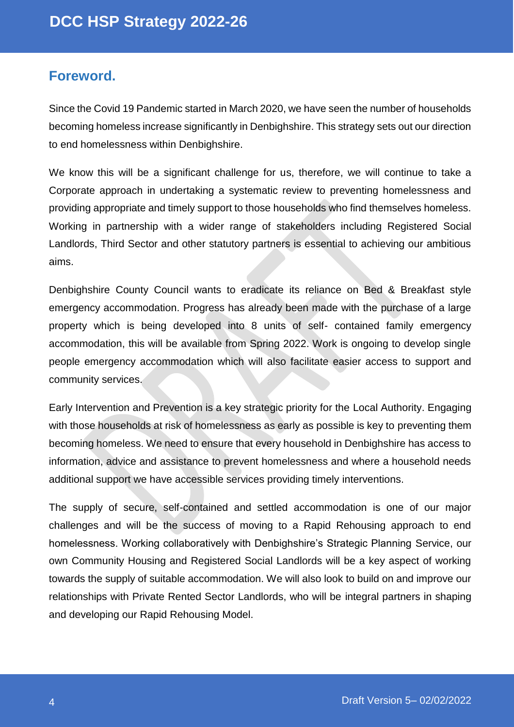## Foreword.

Since the Covid 19 Pandemic started in March 2020, we have seen the number of households becoming homeless increase significantly in Denbighshire. This strategy sets out our direction to end homelessness within Denbighshire.

We know this will be a significant challenge for us, therefore, we will continue to take a Corporate approach in undertaking a systematic review to preventing homelessness and providing appropriate and timely support to those households who find themselves homeless. Working in partnership with a wider range of stakeholders including Registered Social Landlords, Third Sector and other statutory partners is essential to achieving our ambitious aims.

Denbighshire County Council wants to eradicate its reliance on Bed & Breakfast style emergency accommodation. Progress has already been made with the purchase of a large property which is being developed into 8 units of self- contained family emergency accommodation, this will be available from Spring 2022. Work is ongoing to develop single people emergency accommodation which will also facilitate easier access to support and community services.

Early Intervention and Prevention is a key strategic priority for the Local Authority. Engaging with those households at risk of homelessness as early as possible is key to preventing them becoming homeless. We need to ensure that every household in Denbighshire has access to information, advice and assistance to prevent homelessness and where a household needs additional support we have accessible services providing timely interventions.

The supply of secure, self-contained and settled accommodation is one of our major challenges and will be the success of moving to a Rapid Rehousing approach to end homelessness. Working collaboratively with Denbighshire's Strategic Planning Service, our own Community Housing and Registered Social Landlords will be a key aspect of working towards the supply of suitable accommodation. We will also look to build on and improve our relationships with Private Rented Sector Landlords, who will be integral partners in shaping and developing our Rapid Rehousing Model.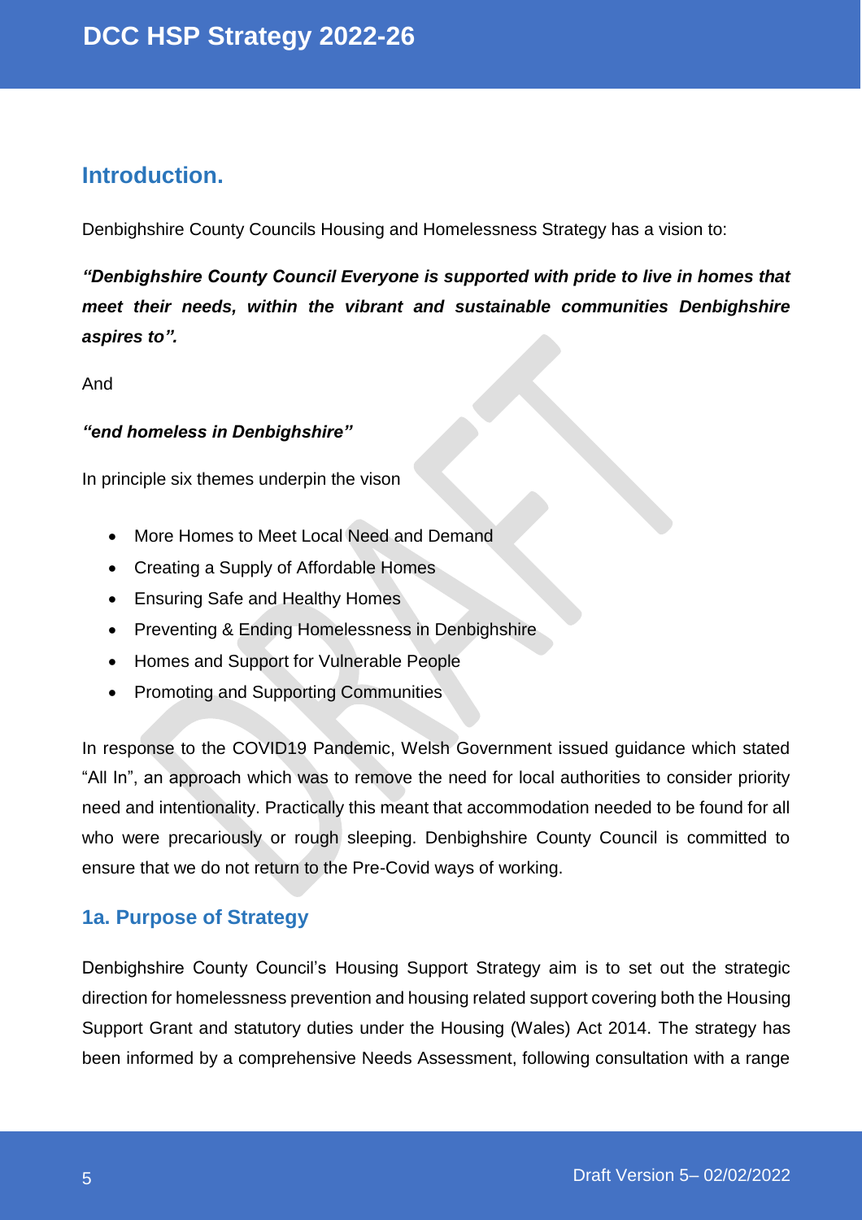## Introduction.

Denbighshire County Councils Housing and Homelessness Strategy has a vision to:

***"Denbighshire County Council Everyone is supported with pride to live in homes that meet their needs, within the vibrant and sustainable communities Denbighshire aspires to".***

And

***"end homeless in Denbighshire"***

In principle six themes underpin the vison

- More Homes to Meet Local Need and Demand
- Creating a Supply of Affordable Homes
- Ensuring Safe and Healthy Homes
- Preventing & Ending Homelessness in Denbighshire
- Homes and Support for Vulnerable People
- Promoting and Supporting Communities

In response to the COVID19 Pandemic, Welsh Government issued guidance which stated "All In", an approach which was to remove the need for local authorities to consider priority need and intentionality. Practically this meant that accommodation needed to be found for all who were precariously or rough sleeping. Denbighshire County Council is committed to ensure that we do not return to the Pre-Covid ways of working.

### 1a. Purpose of Strategy

Denbighshire County Council's Housing Support Strategy aim is to set out the strategic direction for homelessness prevention and housing related support covering both the Housing Support Grant and statutory duties under the Housing (Wales) Act 2014. The strategy has been informed by a comprehensive Needs Assessment, following consultation with a range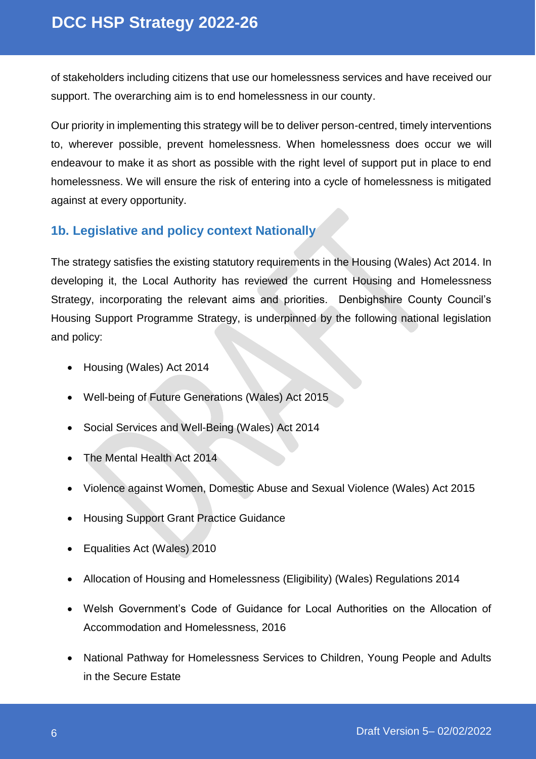of stakeholders including citizens that use our homelessness services and have received our support. The overarching aim is to end homelessness in our county.

Our priority in implementing this strategy will be to deliver person-centred, timely interventions to, wherever possible, prevent homelessness. When homelessness does occur we will endeavour to make it as short as possible with the right level of support put in place to end homelessness. We will ensure the risk of entering into a cycle of homelessness is mitigated against at every opportunity.

## 1b. Legislative and policy context Nationally

The strategy satisfies the existing statutory requirements in the Housing (Wales) Act 2014. In developing it, the Local Authority has reviewed the current Housing and Homelessness Strategy, incorporating the relevant aims and priorities. Denbighshire County Council's Housing Support Programme Strategy, is underpinned by the following national legislation and policy:

- Housing (Wales) Act 2014
- Well-being of Future Generations (Wales) Act 2015
- Social Services and Well-Being (Wales) Act 2014
- The Mental Health Act 2014
- Violence against Women, Domestic Abuse and Sexual Violence (Wales) Act 2015
- Housing Support Grant Practice Guidance
- Equalities Act (Wales) 2010
- Allocation of Housing and Homelessness (Eligibility) (Wales) Regulations 2014
- Welsh Government's Code of Guidance for Local Authorities on the Allocation of Accommodation and Homelessness, 2016
- National Pathway for Homelessness Services to Children, Young People and Adults in the Secure Estate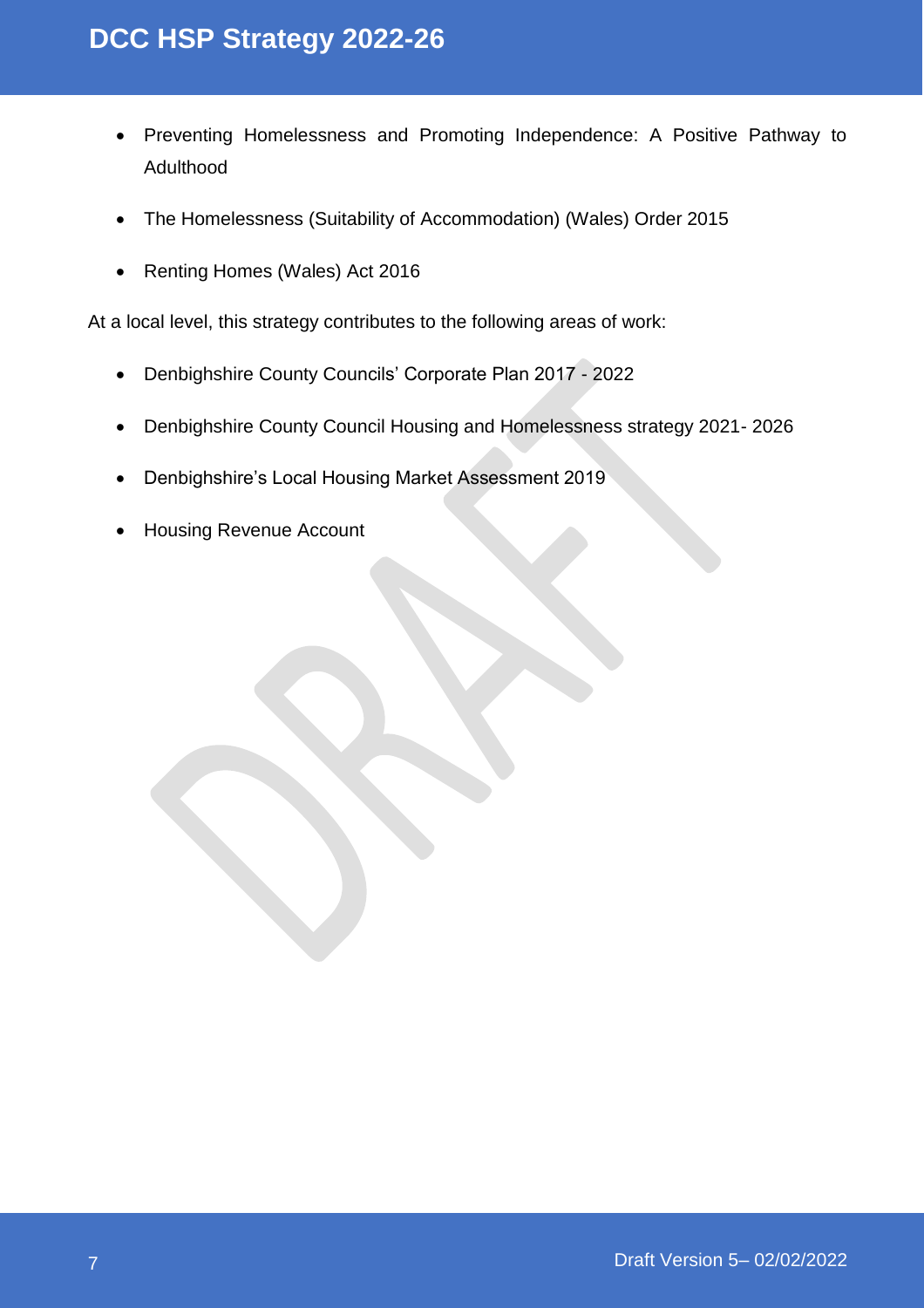- Preventing Homelessness and Promoting Independence: A Positive Pathway to Adulthood
- The Homelessness (Suitability of Accommodation) (Wales) Order 2015
- Renting Homes (Wales) Act 2016

At a local level, this strategy contributes to the following areas of work:

- Denbighshire County Councils' Corporate Plan 2017 - 2022
- Denbighshire County Council Housing and Homelessness strategy 2021- 2026
- Denbighshire's Local Housing Market Assessment 2019
- Housing Revenue Account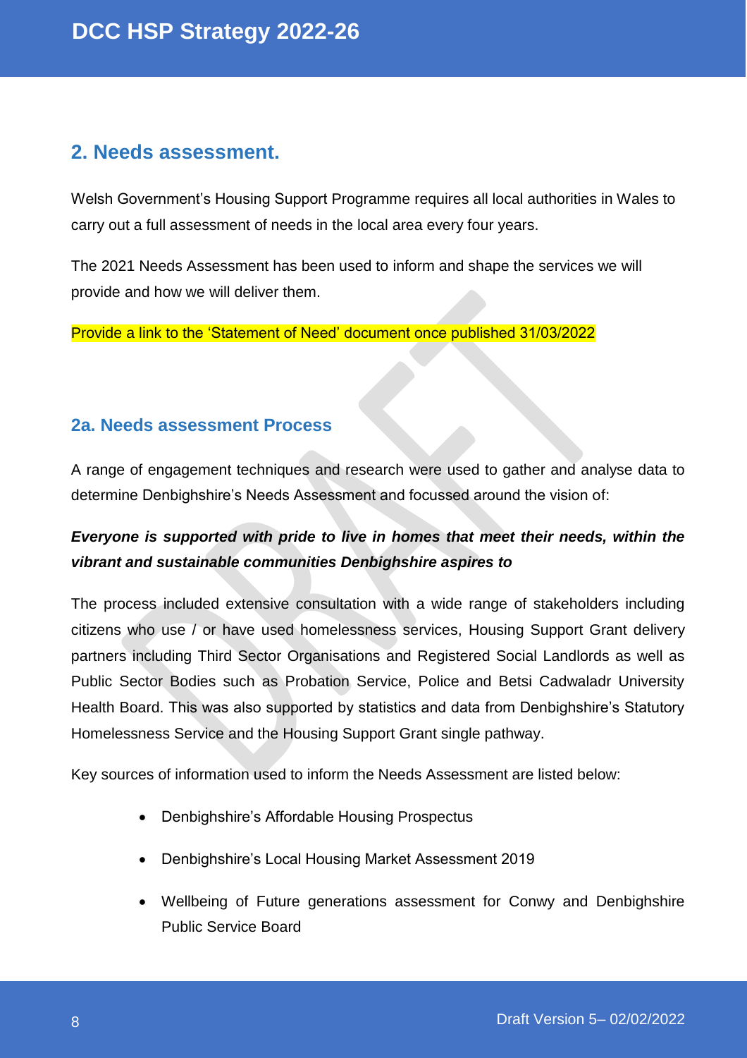## 2. Needs assessment.

Welsh Government's Housing Support Programme requires all local authorities in Wales to carry out a full assessment of needs in the local area every four years.

The 2021 Needs Assessment has been used to inform and shape the services we will provide and how we will deliver them.

Provide a link to the 'Statement of Need' document once published 31/03/2022

### 2a. Needs assessment Process

A range of engagement techniques and research were used to gather and analyse data to determine Denbighshire's Needs Assessment and focussed around the vision of:

***Everyone is supported with pride to live in homes that meet their needs, within the vibrant and sustainable communities Denbighshire aspires to***

The process included extensive consultation with a wide range of stakeholders including citizens who use / or have used homelessness services, Housing Support Grant delivery partners including Third Sector Organisations and Registered Social Landlords as well as Public Sector Bodies such as Probation Service, Police and Betsi Cadwaladr University Health Board. This was also supported by statistics and data from Denbighshire's Statutory Homelessness Service and the Housing Support Grant single pathway.

Key sources of information used to inform the Needs Assessment are listed below:

- Denbighshire's Affordable Housing Prospectus
- Denbighshire's Local Housing Market Assessment 2019
- Wellbeing of Future generations assessment for Conwy and Denbighshire Public Service Board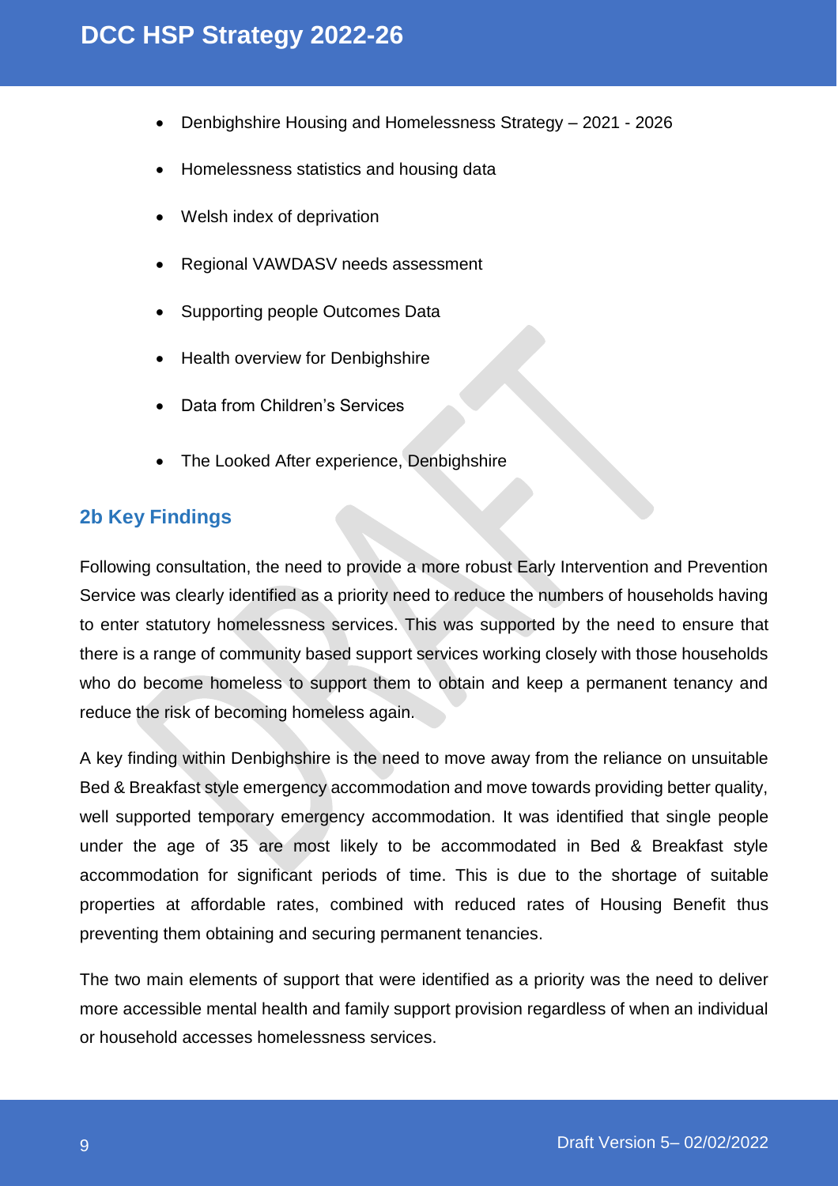- Denbighshire Housing and Homelessness Strategy – 2021 - 2026
- Homelessness statistics and housing data
- Welsh index of deprivation
- Regional VAWDASV needs assessment
- Supporting people Outcomes Data
- Health overview for Denbighshire
- Data from Children's Services
- The Looked After experience, Denbighshire

## 2b Key Findings

Following consultation, the need to provide a more robust Early Intervention and Prevention Service was clearly identified as a priority need to reduce the numbers of households having to enter statutory homelessness services. This was supported by the need to ensure that there is a range of community based support services working closely with those households who do become homeless to support them to obtain and keep a permanent tenancy and reduce the risk of becoming homeless again.

A key finding within Denbighshire is the need to move away from the reliance on unsuitable Bed & Breakfast style emergency accommodation and move towards providing better quality, well supported temporary emergency accommodation. It was identified that single people under the age of 35 are most likely to be accommodated in Bed & Breakfast style accommodation for significant periods of time. This is due to the shortage of suitable properties at affordable rates, combined with reduced rates of Housing Benefit thus preventing them obtaining and securing permanent tenancies.

The two main elements of support that were identified as a priority was the need to deliver more accessible mental health and family support provision regardless of when an individual or household accesses homelessness services.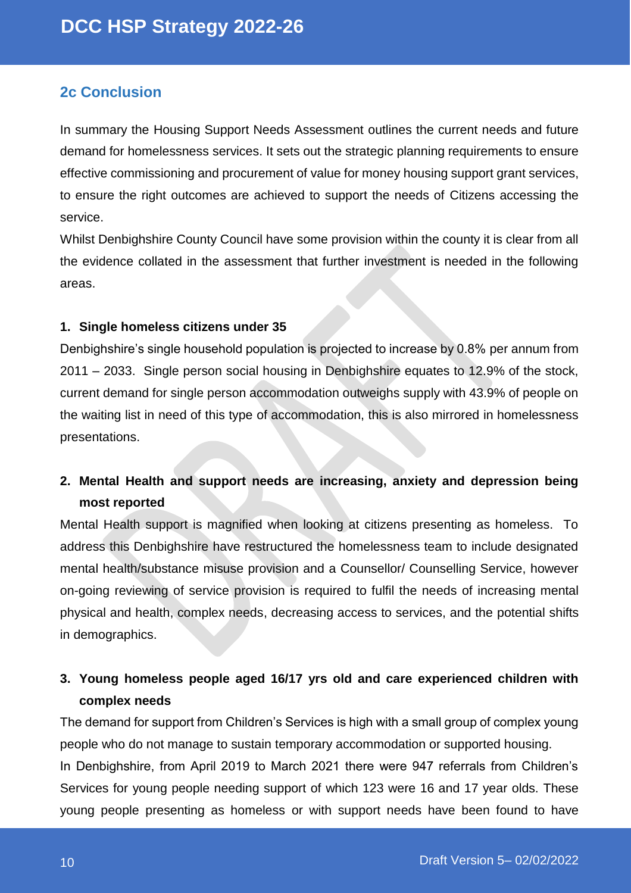## 2c Conclusion

In summary the Housing Support Needs Assessment outlines the current needs and future demand for homelessness services. It sets out the strategic planning requirements to ensure effective commissioning and procurement of value for money housing support grant services, to ensure the right outcomes are achieved to support the needs of Citizens accessing the service.

Whilst Denbighshire County Council have some provision within the county it is clear from all the evidence collated in the assessment that further investment is needed in the following areas.

**1. Single homeless citizens under 35**

Denbighshire's single household population is projected to increase by 0.8% per annum from 2011 – 2033. Single person social housing in Denbighshire equates to 12.9% of the stock, current demand for single person accommodation outweighs supply with 43.9% of people on the waiting list in need of this type of accommodation, this is also mirrored in homelessness presentations.

**2. Mental Health and support needs are increasing, anxiety and depression being most reported**

Mental Health support is magnified when looking at citizens presenting as homeless. To address this Denbighshire have restructured the homelessness team to include designated mental health/substance misuse provision and a Counsellor/ Counselling Service, however on-going reviewing of service provision is required to fulfil the needs of increasing mental physical and health, complex needs, decreasing access to services, and the potential shifts in demographics.

**3. Young homeless people aged 16/17 yrs old and care experienced children with complex needs**

The demand for support from Children's Services is high with a small group of complex young people who do not manage to sustain temporary accommodation or supported housing.

In Denbighshire, from April 2019 to March 2021 there were 947 referrals from Children's Services for young people needing support of which 123 were 16 and 17 year olds. These young people presenting as homeless or with support needs have been found to have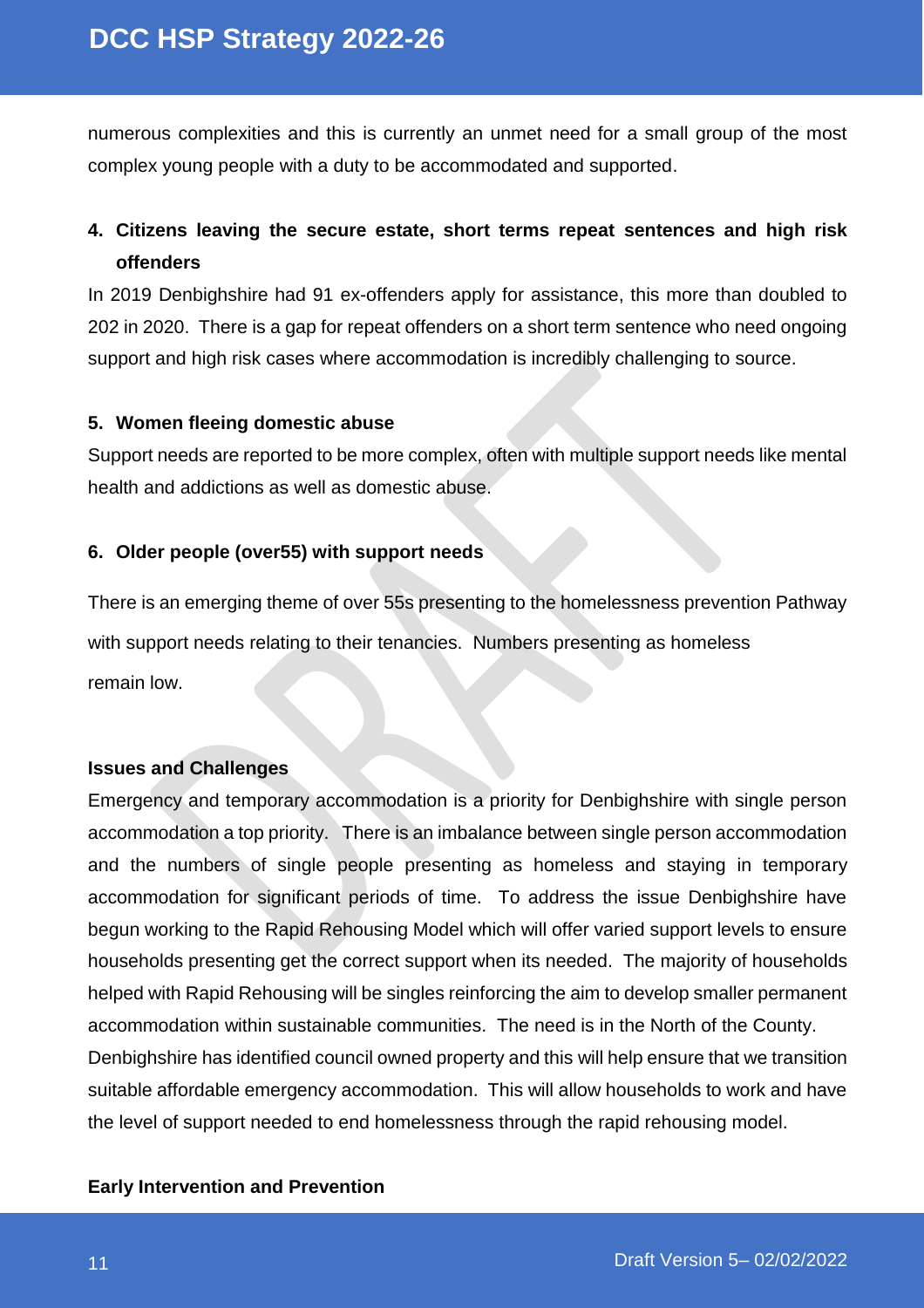numerous complexities and this is currently an unmet need for a small group of the most complex young people with a duty to be accommodated and supported.

4. **Citizens leaving the secure estate, short terms repeat sentences and high risk offenders**

In 2019 Denbighshire had 91 ex-offenders apply for assistance, this more than doubled to 202 in 2020. There is a gap for repeat offenders on a short term sentence who need ongoing support and high risk cases where accommodation is incredibly challenging to source.

5. **Women fleeing domestic abuse**

Support needs are reported to be more complex, often with multiple support needs like mental health and addictions as well as domestic abuse.

6. **Older people (over55) with support needs**

There is an emerging theme of over 55s presenting to the homelessness prevention Pathway with support needs relating to their tenancies. Numbers presenting as homeless remain low.

**Issues and Challenges**

Emergency and temporary accommodation is a priority for Denbighshire with single person accommodation a top priority. There is an imbalance between single person accommodation and the numbers of single people presenting as homeless and staying in temporary accommodation for significant periods of time. To address the issue Denbighshire have begun working to the Rapid Rehousing Model which will offer varied support levels to ensure households presenting get the correct support when its needed. The majority of households helped with Rapid Rehousing will be singles reinforcing the aim to develop smaller permanent accommodation within sustainable communities. The need is in the North of the County. Denbighshire has identified council owned property and this will help ensure that we transition suitable affordable emergency accommodation. This will allow households to work and have the level of support needed to end homelessness through the rapid rehousing model.

**Early Intervention and Prevention**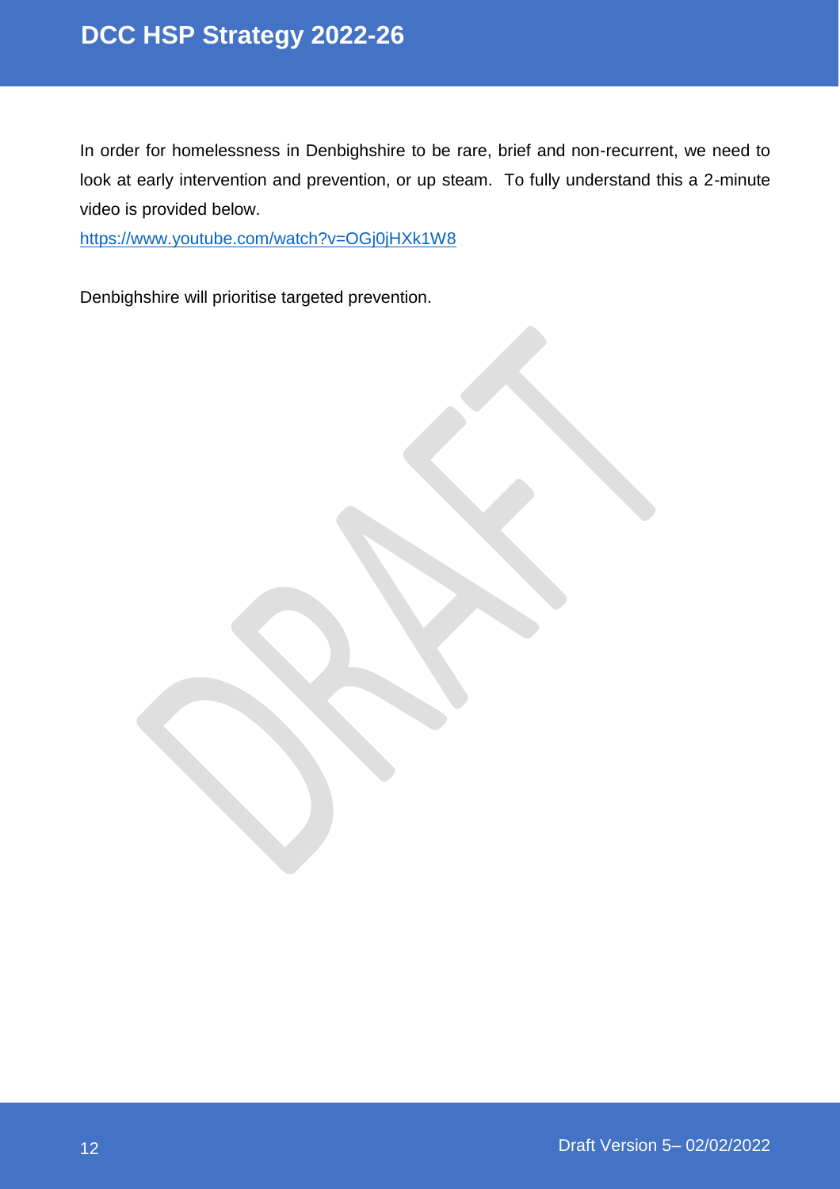In order for homelessness in Denbighshire to be rare, brief and non-recurrent, we need to look at early intervention and prevention, or up steam. To fully understand this a 2-minute video is provided below.

https://www.youtube.com/watch?v=OGj0jHXk1W8

Denbighshire will prioritise targeted prevention.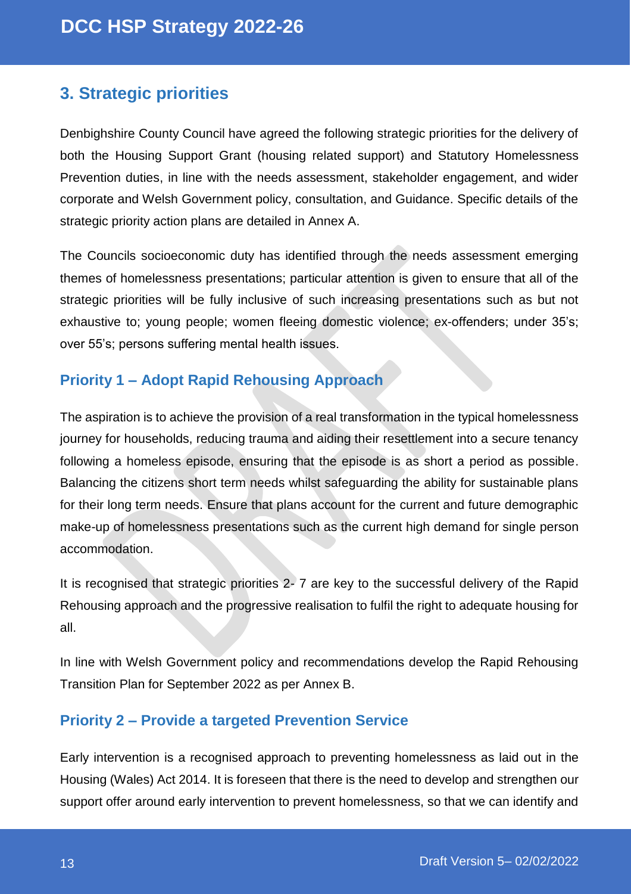## 3. Strategic priorities

Denbighshire County Council have agreed the following strategic priorities for the delivery of both the Housing Support Grant (housing related support) and Statutory Homelessness Prevention duties, in line with the needs assessment, stakeholder engagement, and wider corporate and Welsh Government policy, consultation, and Guidance. Specific details of the strategic priority action plans are detailed in Annex A.

The Councils socioeconomic duty has identified through the needs assessment emerging themes of homelessness presentations; particular attention is given to ensure that all of the strategic priorities will be fully inclusive of such increasing presentations such as but not exhaustive to; young people; women fleeing domestic violence; ex-offenders; under 35's; over 55's; persons suffering mental health issues.

### Priority 1 – Adopt Rapid Rehousing Approach

The aspiration is to achieve the provision of a real transformation in the typical homelessness journey for households, reducing trauma and aiding their resettlement into a secure tenancy following a homeless episode, ensuring that the episode is as short a period as possible. Balancing the citizens short term needs whilst safeguarding the ability for sustainable plans for their long term needs. Ensure that plans account for the current and future demographic make-up of homelessness presentations such as the current high demand for single person accommodation.

It is recognised that strategic priorities 2- 7 are key to the successful delivery of the Rapid Rehousing approach and the progressive realisation to fulfil the right to adequate housing for all.

In line with Welsh Government policy and recommendations develop the Rapid Rehousing Transition Plan for September 2022 as per Annex B.

### Priority 2 – Provide a targeted Prevention Service

Early intervention is a recognised approach to preventing homelessness as laid out in the Housing (Wales) Act 2014. It is foreseen that there is the need to develop and strengthen our support offer around early intervention to prevent homelessness, so that we can identify and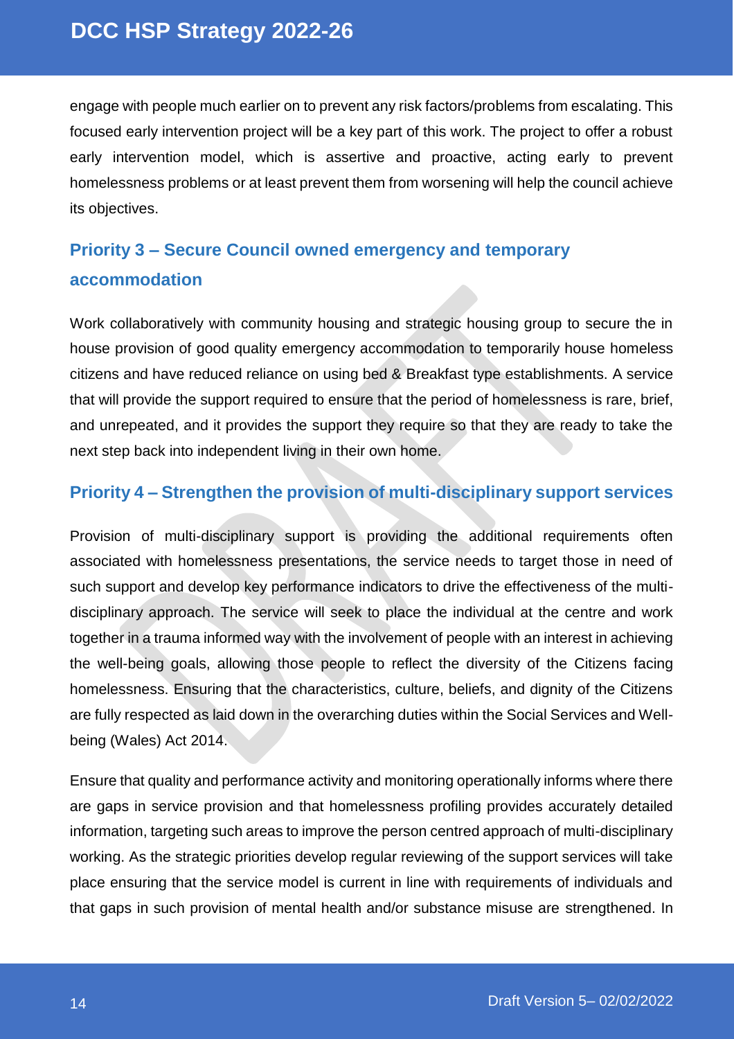engage with people much earlier on to prevent any risk factors/problems from escalating. This focused early intervention project will be a key part of this work. The project to offer a robust early intervention model, which is assertive and proactive, acting early to prevent homelessness problems or at least prevent them from worsening will help the council achieve its objectives.

### Priority 3 – Secure Council owned emergency and temporary accommodation

Work collaboratively with community housing and strategic housing group to secure the in house provision of good quality emergency accommodation to temporarily house homeless citizens and have reduced reliance on using bed & Breakfast type establishments. A service that will provide the support required to ensure that the period of homelessness is rare, brief, and unrepeated, and it provides the support they require so that they are ready to take the next step back into independent living in their own home.

### Priority 4 – Strengthen the provision of multi-disciplinary support services

Provision of multi-disciplinary support is providing the additional requirements often associated with homelessness presentations, the service needs to target those in need of such support and develop key performance indicators to drive the effectiveness of the multi-disciplinary approach. The service will seek to place the individual at the centre and work together in a trauma informed way with the involvement of people with an interest in achieving the well-being goals, allowing those people to reflect the diversity of the Citizens facing homelessness. Ensuring that the characteristics, culture, beliefs, and dignity of the Citizens are fully respected as laid down in the overarching duties within the Social Services and Well-being (Wales) Act 2014.

Ensure that quality and performance activity and monitoring operationally informs where there are gaps in service provision and that homelessness profiling provides accurately detailed information, targeting such areas to improve the person centred approach of multi-disciplinary working. As the strategic priorities develop regular reviewing of the support services will take place ensuring that the service model is current in line with requirements of individuals and that gaps in such provision of mental health and/or substance misuse are strengthened. In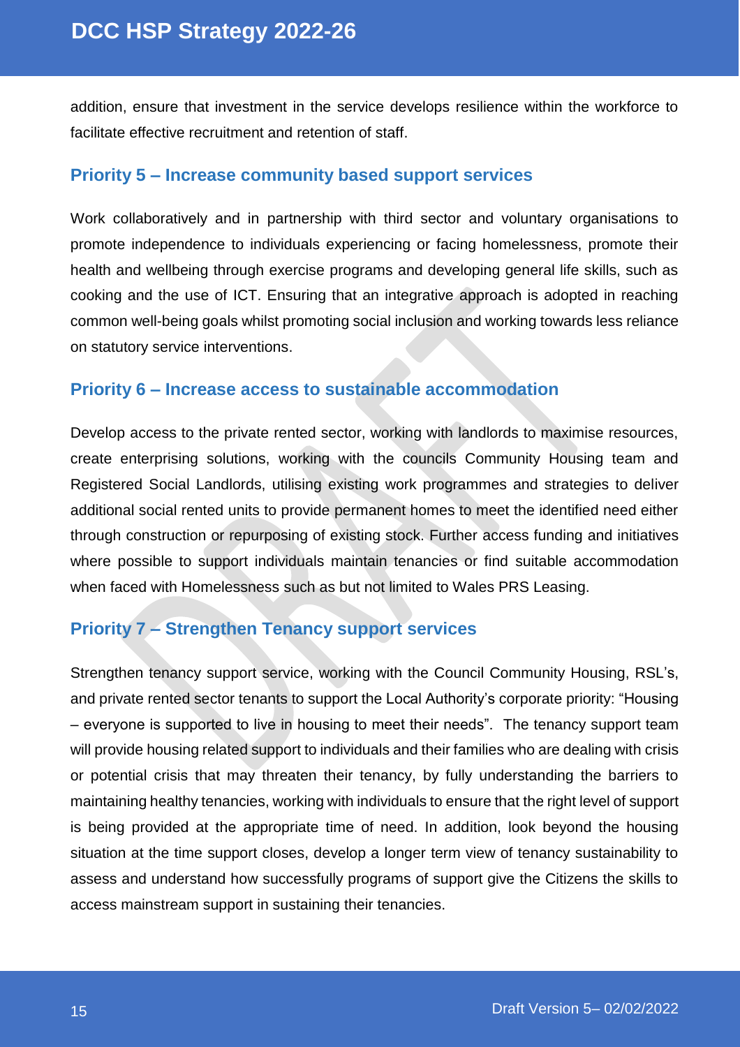addition, ensure that investment in the service develops resilience within the workforce to facilitate effective recruitment and retention of staff.

## Priority 5 – Increase community based support services

Work collaboratively and in partnership with third sector and voluntary organisations to promote independence to individuals experiencing or facing homelessness, promote their health and wellbeing through exercise programs and developing general life skills, such as cooking and the use of ICT. Ensuring that an integrative approach is adopted in reaching common well-being goals whilst promoting social inclusion and working towards less reliance on statutory service interventions.

## Priority 6 – Increase access to sustainable accommodation

Develop access to the private rented sector, working with landlords to maximise resources, create enterprising solutions, working with the councils Community Housing team and Registered Social Landlords, utilising existing work programmes and strategies to deliver additional social rented units to provide permanent homes to meet the identified need either through construction or repurposing of existing stock. Further access funding and initiatives where possible to support individuals maintain tenancies or find suitable accommodation when faced with Homelessness such as but not limited to Wales PRS Leasing.

## Priority 7 – Strengthen Tenancy support services

Strengthen tenancy support service, working with the Council Community Housing, RSL's, and private rented sector tenants to support the Local Authority's corporate priority: "Housing – everyone is supported to live in housing to meet their needs". The tenancy support team will provide housing related support to individuals and their families who are dealing with crisis or potential crisis that may threaten their tenancy, by fully understanding the barriers to maintaining healthy tenancies, working with individuals to ensure that the right level of support is being provided at the appropriate time of need. In addition, look beyond the housing situation at the time support closes, develop a longer term view of tenancy sustainability to assess and understand how successfully programs of support give the Citizens the skills to access mainstream support in sustaining their tenancies.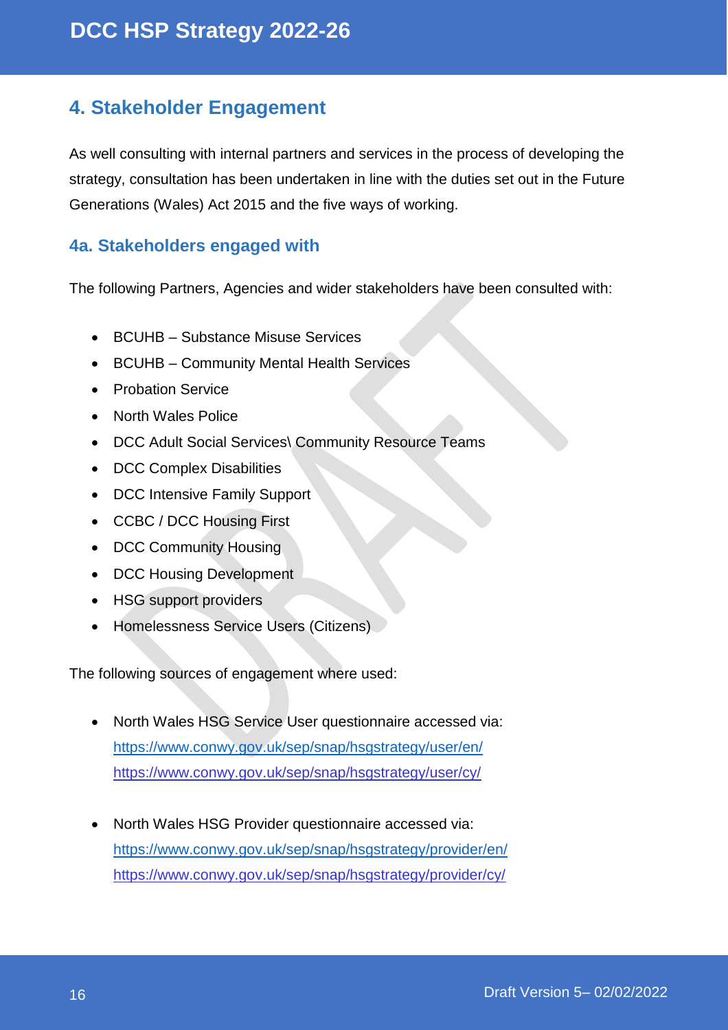## 4. Stakeholder Engagement

As well consulting with internal partners and services in the process of developing the strategy, consultation has been undertaken in line with the duties set out in the Future Generations (Wales) Act 2015 and the five ways of working.

### 4a. Stakeholders engaged with

The following Partners, Agencies and wider stakeholders have been consulted with:

- BCUHB – Substance Misuse Services
- BCUHB – Community Mental Health Services
- Probation Service
- North Wales Police
- DCC Adult Social Services\ Community Resource Teams
- DCC Complex Disabilities
- DCC Intensive Family Support
- CCBC / DCC Housing First
- DCC Community Housing
- DCC Housing Development
- HSG support providers
- Homelessness Service Users (Citizens)

The following sources of engagement where used:

- North Wales HSG Service User questionnaire accessed via:
  https://www.conwy.gov.uk/sep/snap/hsgstrategy/user/en/
  https://www.conwy.gov.uk/sep/snap/hsgstrategy/user/cy/

- North Wales HSG Provider questionnaire accessed via:
  https://www.conwy.gov.uk/sep/snap/hsgstrategy/provider/en/
  https://www.conwy.gov.uk/sep/snap/hsgstrategy/provider/cy/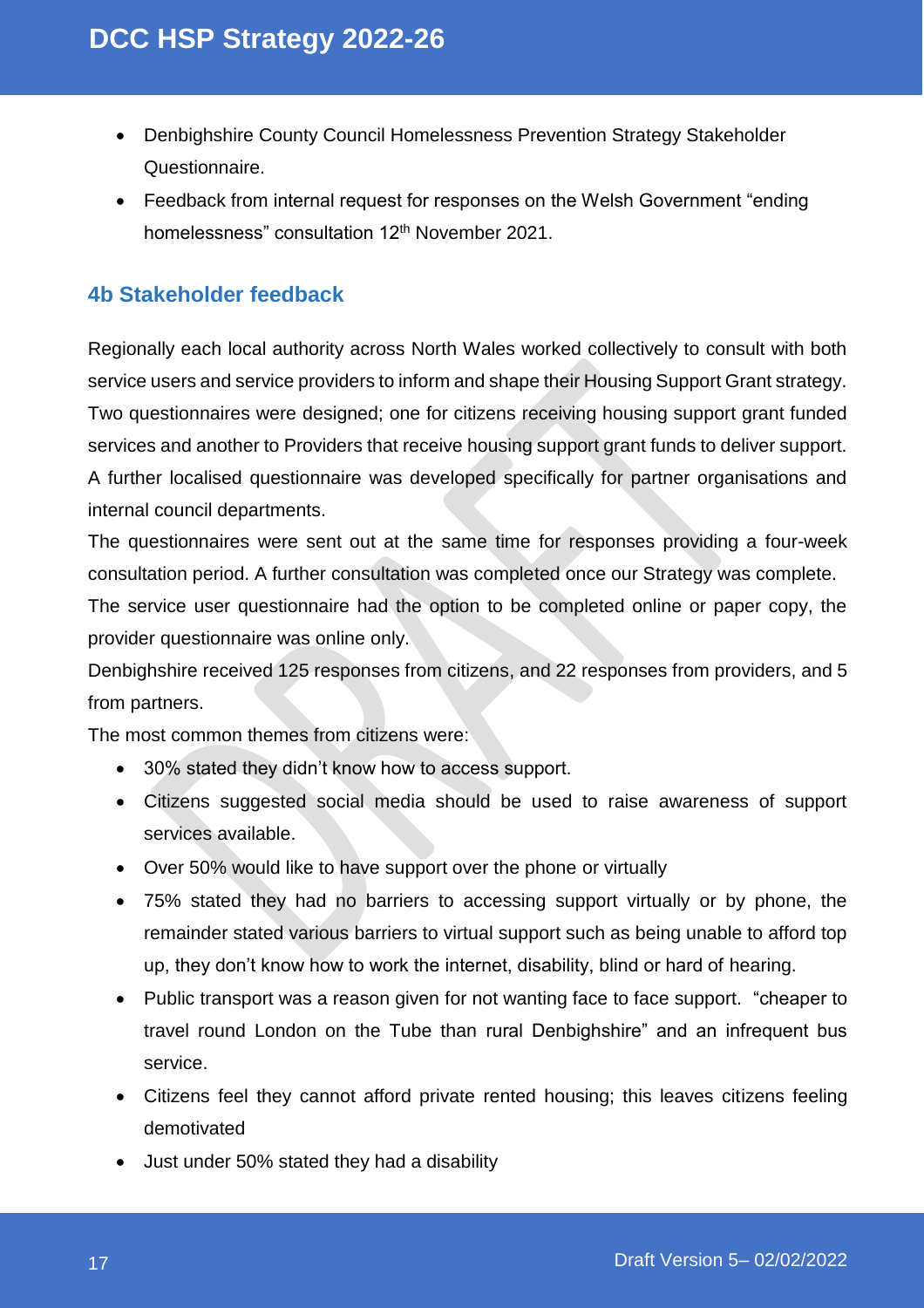- Denbighshire County Council Homelessness Prevention Strategy Stakeholder Questionnaire.
- Feedback from internal request for responses on the Welsh Government "ending homelessness" consultation 12th November 2021.

## 4b Stakeholder feedback

Regionally each local authority across North Wales worked collectively to consult with both service users and service providers to inform and shape their Housing Support Grant strategy. Two questionnaires were designed; one for citizens receiving housing support grant funded services and another to Providers that receive housing support grant funds to deliver support. A further localised questionnaire was developed specifically for partner organisations and internal council departments.

The questionnaires were sent out at the same time for responses providing a four-week consultation period. A further consultation was completed once our Strategy was complete.

The service user questionnaire had the option to be completed online or paper copy, the provider questionnaire was online only.

Denbighshire received 125 responses from citizens, and 22 responses from providers, and 5 from partners.

The most common themes from citizens were:

- 30% stated they didn't know how to access support.
- Citizens suggested social media should be used to raise awareness of support services available.
- Over 50% would like to have support over the phone or virtually
- 75% stated they had no barriers to accessing support virtually or by phone, the remainder stated various barriers to virtual support such as being unable to afford top up, they don't know how to work the internet, disability, blind or hard of hearing.
- Public transport was a reason given for not wanting face to face support. "cheaper to travel round London on the Tube than rural Denbighshire" and an infrequent bus service.
- Citizens feel they cannot afford private rented housing; this leaves citizens feeling demotivated
- Just under 50% stated they had a disability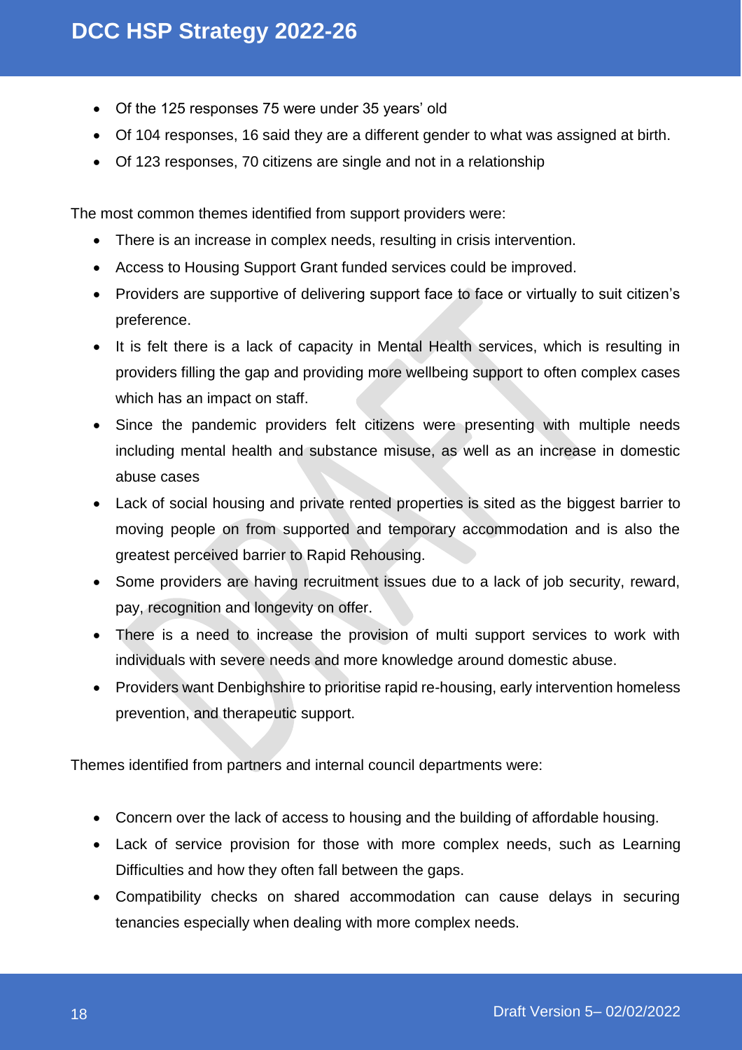- Of the 125 responses 75 were under 35 years' old
- Of 104 responses, 16 said they are a different gender to what was assigned at birth.
- Of 123 responses, 70 citizens are single and not in a relationship

The most common themes identified from support providers were:

- There is an increase in complex needs, resulting in crisis intervention.
- Access to Housing Support Grant funded services could be improved.
- Providers are supportive of delivering support face to face or virtually to suit citizen's preference.
- It is felt there is a lack of capacity in Mental Health services, which is resulting in providers filling the gap and providing more wellbeing support to often complex cases which has an impact on staff.
- Since the pandemic providers felt citizens were presenting with multiple needs including mental health and substance misuse, as well as an increase in domestic abuse cases
- Lack of social housing and private rented properties is sited as the biggest barrier to moving people on from supported and temporary accommodation and is also the greatest perceived barrier to Rapid Rehousing.
- Some providers are having recruitment issues due to a lack of job security, reward, pay, recognition and longevity on offer.
- There is a need to increase the provision of multi support services to work with individuals with severe needs and more knowledge around domestic abuse.
- Providers want Denbighshire to prioritise rapid re-housing, early intervention homeless prevention, and therapeutic support.

Themes identified from partners and internal council departments were:

- Concern over the lack of access to housing and the building of affordable housing.
- Lack of service provision for those with more complex needs, such as Learning Difficulties and how they often fall between the gaps.
- Compatibility checks on shared accommodation can cause delays in securing tenancies especially when dealing with more complex needs.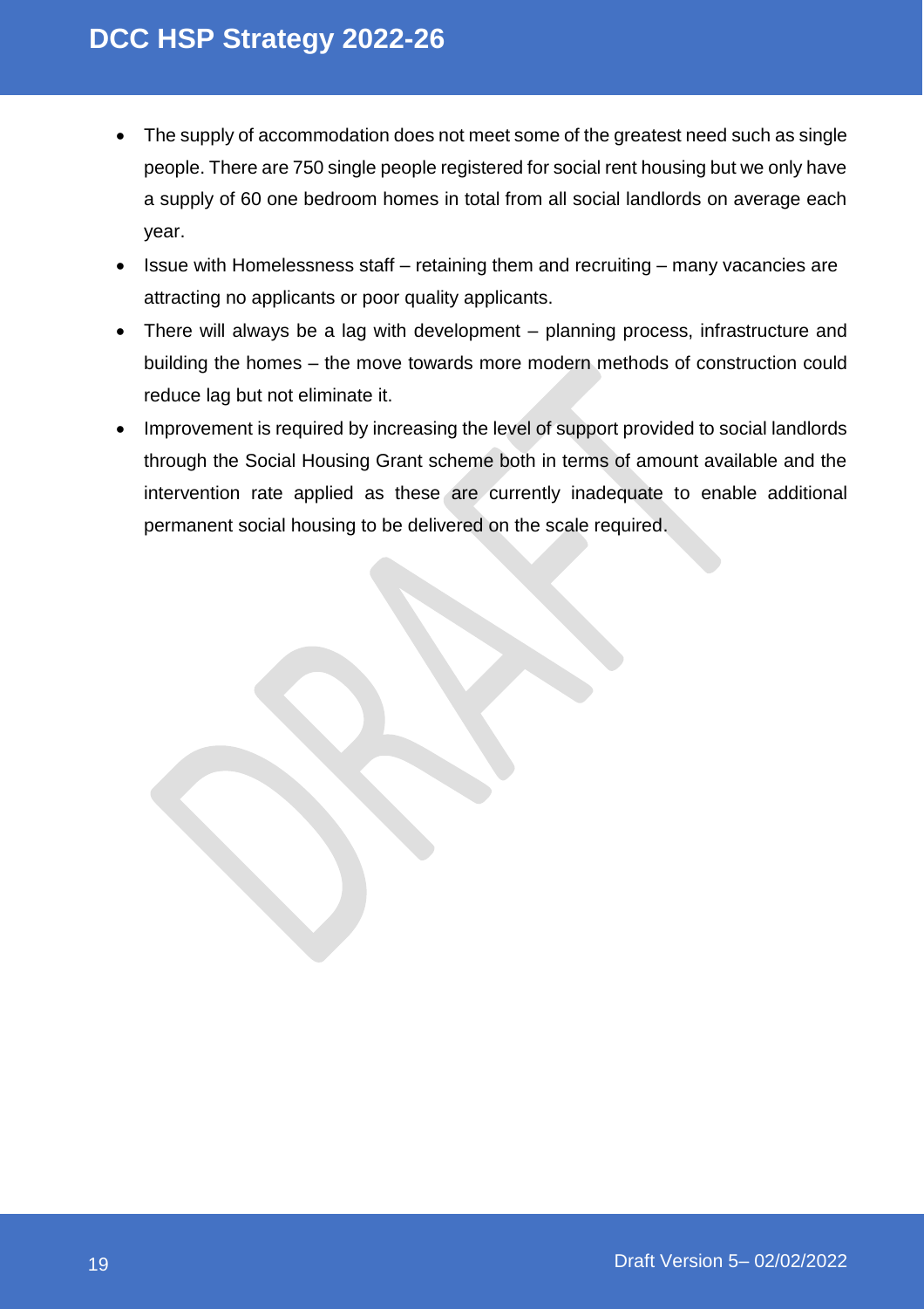- The supply of accommodation does not meet some of the greatest need such as single people. There are 750 single people registered for social rent housing but we only have a supply of 60 one bedroom homes in total from all social landlords on average each year.
- Issue with Homelessness staff – retaining them and recruiting – many vacancies are attracting no applicants or poor quality applicants.
- There will always be a lag with development – planning process, infrastructure and building the homes – the move towards more modern methods of construction could reduce lag but not eliminate it.
- Improvement is required by increasing the level of support provided to social landlords through the Social Housing Grant scheme both in terms of amount available and the intervention rate applied as these are currently inadequate to enable additional permanent social housing to be delivered on the scale required.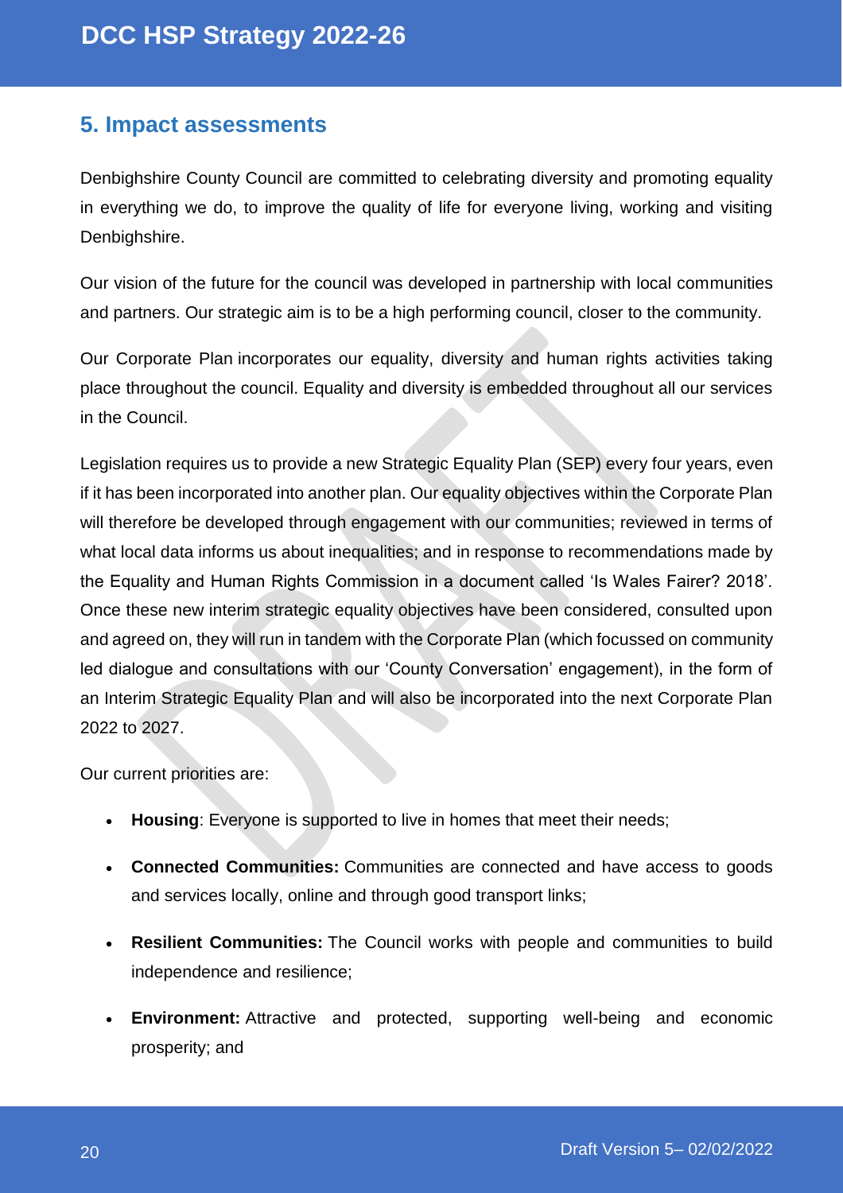## 5. Impact assessments

Denbighshire County Council are committed to celebrating diversity and promoting equality in everything we do, to improve the quality of life for everyone living, working and visiting Denbighshire.

Our vision of the future for the council was developed in partnership with local communities and partners. Our strategic aim is to be a high performing council, closer to the community.

Our Corporate Plan incorporates our equality, diversity and human rights activities taking place throughout the council. Equality and diversity is embedded throughout all our services in the Council.

Legislation requires us to provide a new Strategic Equality Plan (SEP) every four years, even if it has been incorporated into another plan. Our equality objectives within the Corporate Plan will therefore be developed through engagement with our communities; reviewed in terms of what local data informs us about inequalities; and in response to recommendations made by the Equality and Human Rights Commission in a document called 'Is Wales Fairer? 2018'. Once these new interim strategic equality objectives have been considered, consulted upon and agreed on, they will run in tandem with the Corporate Plan (which focussed on community led dialogue and consultations with our 'County Conversation' engagement), in the form of an Interim Strategic Equality Plan and will also be incorporated into the next Corporate Plan 2022 to 2027.

Our current priorities are:

- **Housing**: Everyone is supported to live in homes that meet their needs;
- **Connected Communities:** Communities are connected and have access to goods and services locally, online and through good transport links;
- **Resilient Communities:** The Council works with people and communities to build independence and resilience;
- **Environment:** Attractive and protected, supporting well-being and economic prosperity; and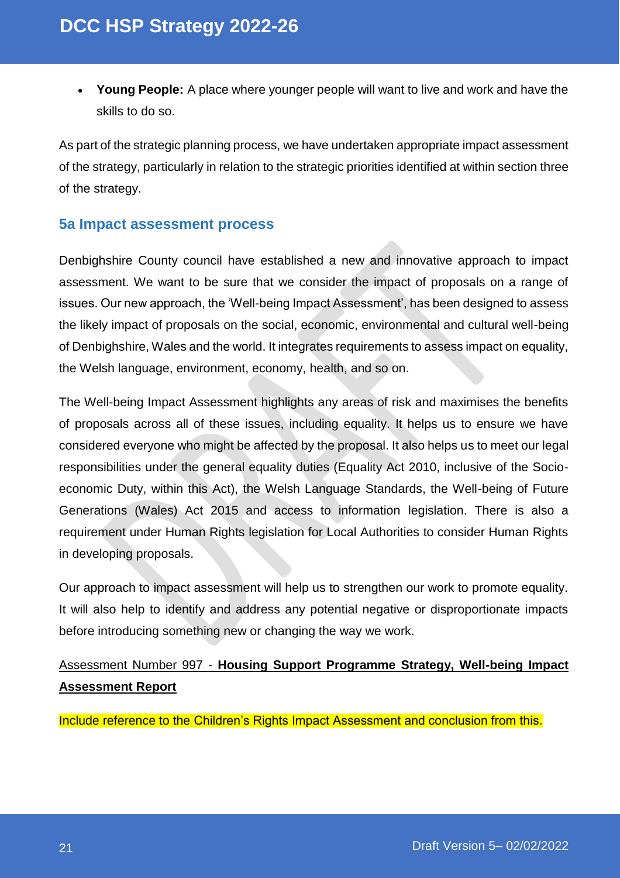- **Young People:** A place where younger people will want to live and work and have the skills to do so.

As part of the strategic planning process, we have undertaken appropriate impact assessment of the strategy, particularly in relation to the strategic priorities identified at within section three of the strategy.

## 5a Impact assessment process

Denbighshire County council have established a new and innovative approach to impact assessment. We want to be sure that we consider the impact of proposals on a range of issues. Our new approach, the 'Well-being Impact Assessment', has been designed to assess the likely impact of proposals on the social, economic, environmental and cultural well-being of Denbighshire, Wales and the world. It integrates requirements to assess impact on equality, the Welsh language, environment, economy, health, and so on.

The Well-being Impact Assessment highlights any areas of risk and maximises the benefits of proposals across all of these issues, including equality. It helps us to ensure we have considered everyone who might be affected by the proposal. It also helps us to meet our legal responsibilities under the general equality duties (Equality Act 2010, inclusive of the Socio-economic Duty, within this Act), the Welsh Language Standards, the Well-being of Future Generations (Wales) Act 2015 and access to information legislation. There is also a requirement under Human Rights legislation for Local Authorities to consider Human Rights in developing proposals.

Our approach to impact assessment will help us to strengthen our work to promote equality. It will also help to identify and address any potential negative or disproportionate impacts before introducing something new or changing the way we work.

Assessment Number 997 - **Housing Support Programme Strategy, Well-being Impact Assessment Report**

Include reference to the Children's Rights Impact Assessment and conclusion from this.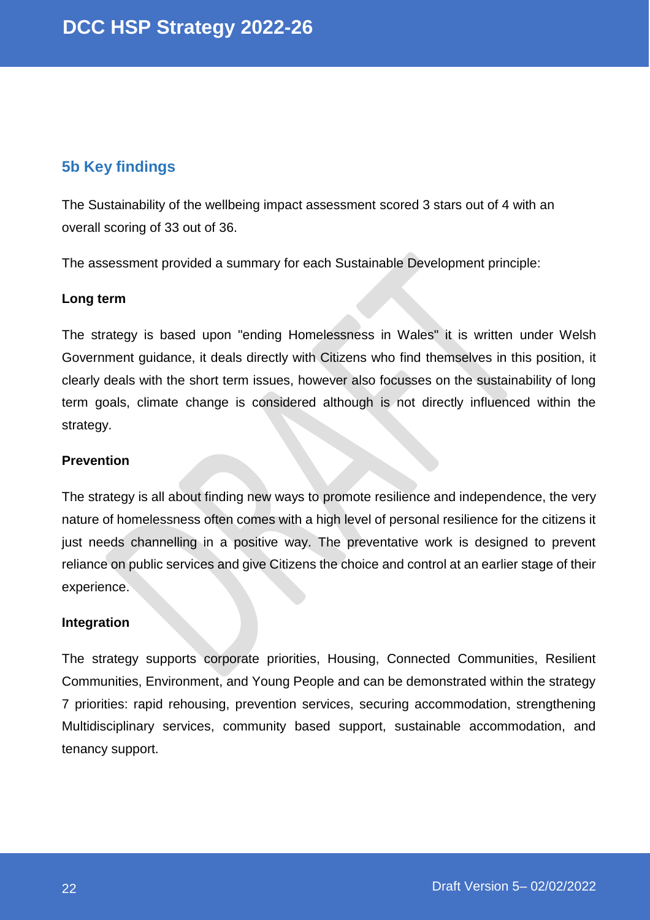## 5b Key findings

The Sustainability of the wellbeing impact assessment scored 3 stars out of 4 with an overall scoring of 33 out of 36.

The assessment provided a summary for each Sustainable Development principle:

**Long term**

The strategy is based upon "ending Homelessness in Wales" it is written under Welsh Government guidance, it deals directly with Citizens who find themselves in this position, it clearly deals with the short term issues, however also focusses on the sustainability of long term goals, climate change is considered although is not directly influenced within the strategy.

**Prevention**

The strategy is all about finding new ways to promote resilience and independence, the very nature of homelessness often comes with a high level of personal resilience for the citizens it just needs channelling in a positive way. The preventative work is designed to prevent reliance on public services and give Citizens the choice and control at an earlier stage of their experience.

**Integration**

The strategy supports corporate priorities, Housing, Connected Communities, Resilient Communities, Environment, and Young People and can be demonstrated within the strategy 7 priorities: rapid rehousing, prevention services, securing accommodation, strengthening Multidisciplinary services, community based support, sustainable accommodation, and tenancy support.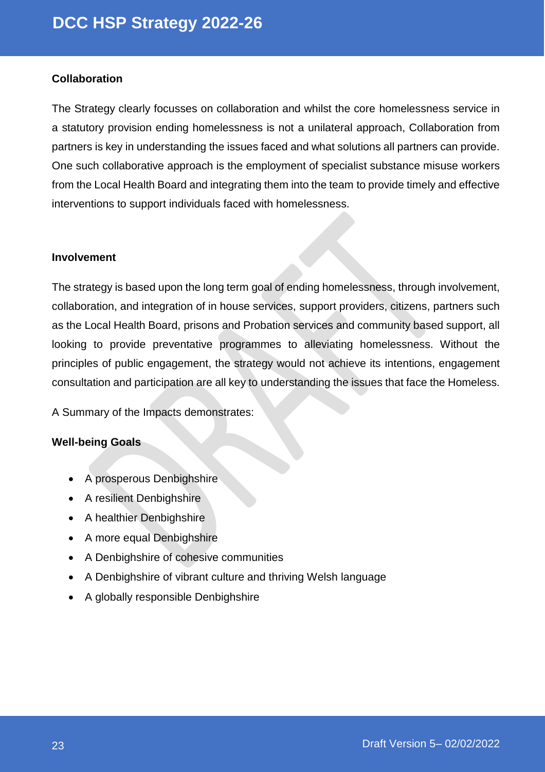**Collaboration**

The Strategy clearly focusses on collaboration and whilst the core homelessness service in a statutory provision ending homelessness is not a unilateral approach, Collaboration from partners is key in understanding the issues faced and what solutions all partners can provide. One such collaborative approach is the employment of specialist substance misuse workers from the Local Health Board and integrating them into the team to provide timely and effective interventions to support individuals faced with homelessness.

**Involvement**

The strategy is based upon the long term goal of ending homelessness, through involvement, collaboration, and integration of in house services, support providers, citizens, partners such as the Local Health Board, prisons and Probation services and community based support, all looking to provide preventative programmes to alleviating homelessness. Without the principles of public engagement, the strategy would not achieve its intentions, engagement consultation and participation are all key to understanding the issues that face the Homeless.

A Summary of the Impacts demonstrates:

**Well-being Goals**

- A prosperous Denbighshire
- A resilient Denbighshire
- A healthier Denbighshire
- A more equal Denbighshire
- A Denbighshire of cohesive communities
- A Denbighshire of vibrant culture and thriving Welsh language
- A globally responsible Denbighshire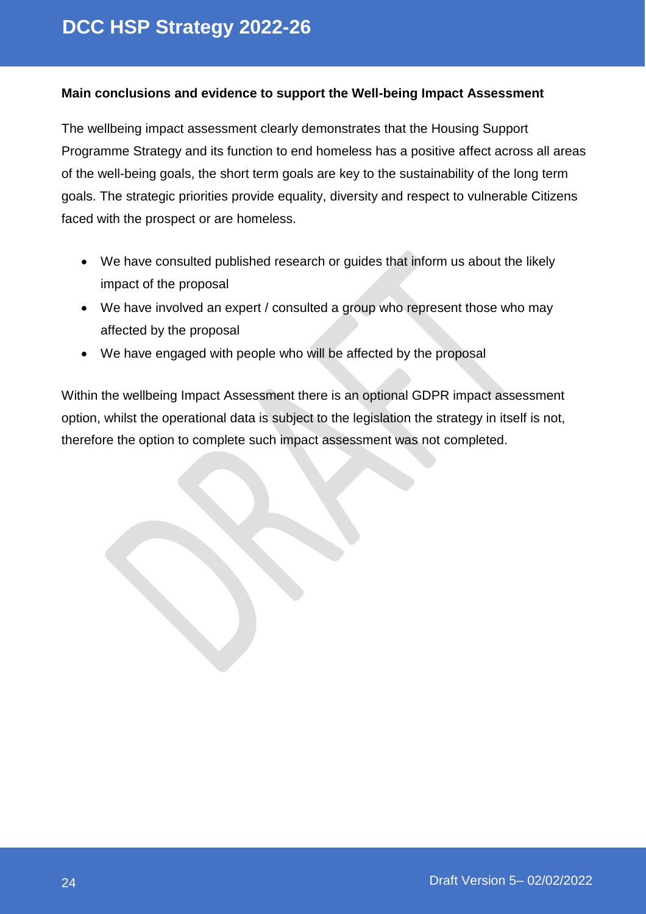**Main conclusions and evidence to support the Well-being Impact Assessment**

The wellbeing impact assessment clearly demonstrates that the Housing Support Programme Strategy and its function to end homeless has a positive affect across all areas of the well-being goals, the short term goals are key to the sustainability of the long term goals. The strategic priorities provide equality, diversity and respect to vulnerable Citizens faced with the prospect or are homeless.

- We have consulted published research or guides that inform us about the likely impact of the proposal
- We have involved an expert / consulted a group who represent those who may affected by the proposal
- We have engaged with people who will be affected by the proposal

Within the wellbeing Impact Assessment there is an optional GDPR impact assessment option, whilst the operational data is subject to the legislation the strategy in itself is not, therefore the option to complete such impact assessment was not completed.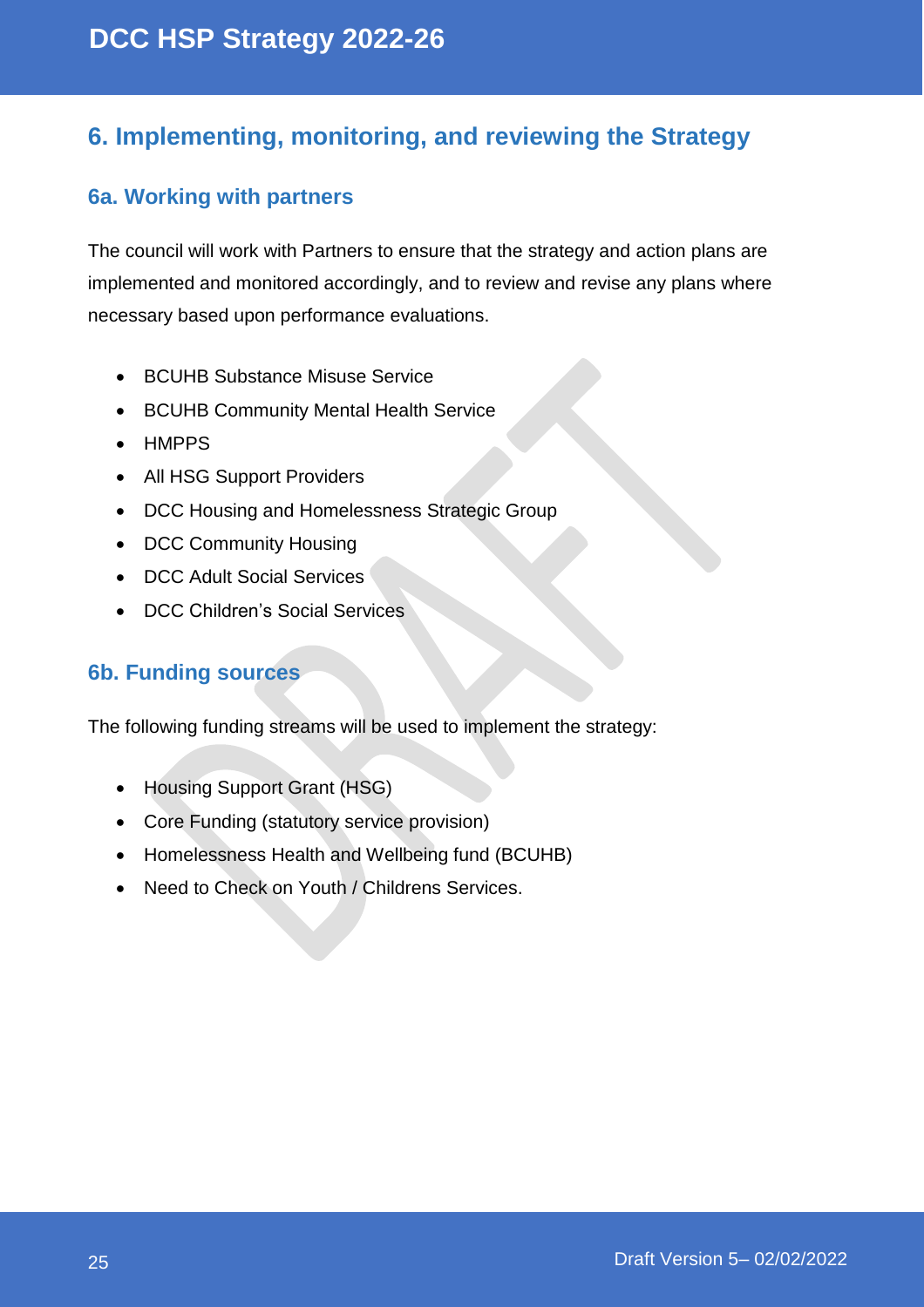## 6. Implementing, monitoring, and reviewing the Strategy

### 6a. Working with partners

The council will work with Partners to ensure that the strategy and action plans are implemented and monitored accordingly, and to review and revise any plans where necessary based upon performance evaluations.

- BCUHB Substance Misuse Service
- BCUHB Community Mental Health Service
- HMPPS
- All HSG Support Providers
- DCC Housing and Homelessness Strategic Group
- DCC Community Housing
- DCC Adult Social Services
- DCC Children's Social Services

### 6b. Funding sources

The following funding streams will be used to implement the strategy:

- Housing Support Grant (HSG)
- Core Funding (statutory service provision)
- Homelessness Health and Wellbeing fund (BCUHB)
- Need to Check on Youth / Childrens Services.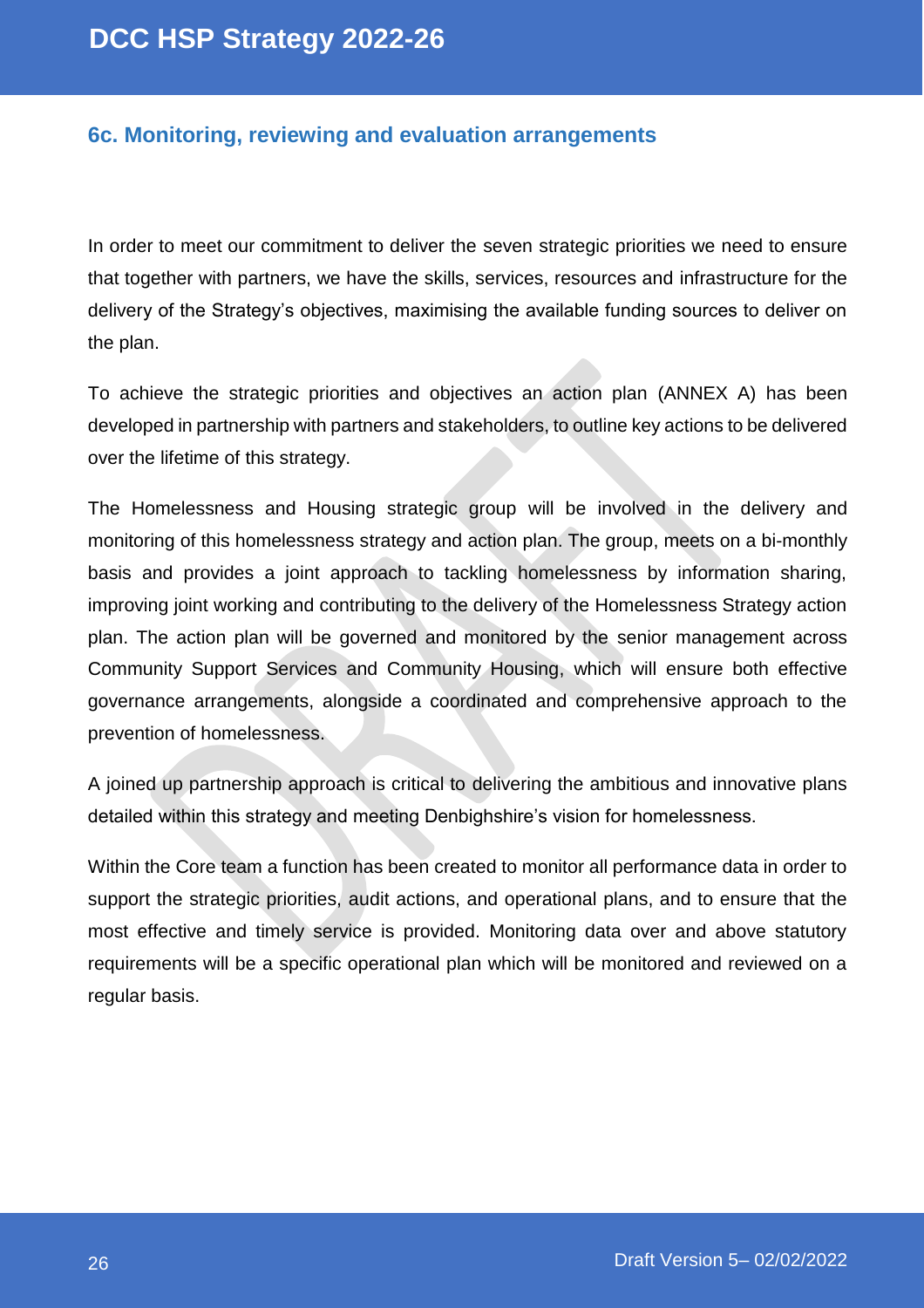## 6c. Monitoring, reviewing and evaluation arrangements

In order to meet our commitment to deliver the seven strategic priorities we need to ensure that together with partners, we have the skills, services, resources and infrastructure for the delivery of the Strategy's objectives, maximising the available funding sources to deliver on the plan.

To achieve the strategic priorities and objectives an action plan (ANNEX A) has been developed in partnership with partners and stakeholders, to outline key actions to be delivered over the lifetime of this strategy.

The Homelessness and Housing strategic group will be involved in the delivery and monitoring of this homelessness strategy and action plan. The group, meets on a bi-monthly basis and provides a joint approach to tackling homelessness by information sharing, improving joint working and contributing to the delivery of the Homelessness Strategy action plan. The action plan will be governed and monitored by the senior management across Community Support Services and Community Housing, which will ensure both effective governance arrangements, alongside a coordinated and comprehensive approach to the prevention of homelessness.

A joined up partnership approach is critical to delivering the ambitious and innovative plans detailed within this strategy and meeting Denbighshire's vision for homelessness.

Within the Core team a function has been created to monitor all performance data in order to support the strategic priorities, audit actions, and operational plans, and to ensure that the most effective and timely service is provided. Monitoring data over and above statutory requirements will be a specific operational plan which will be monitored and reviewed on a regular basis.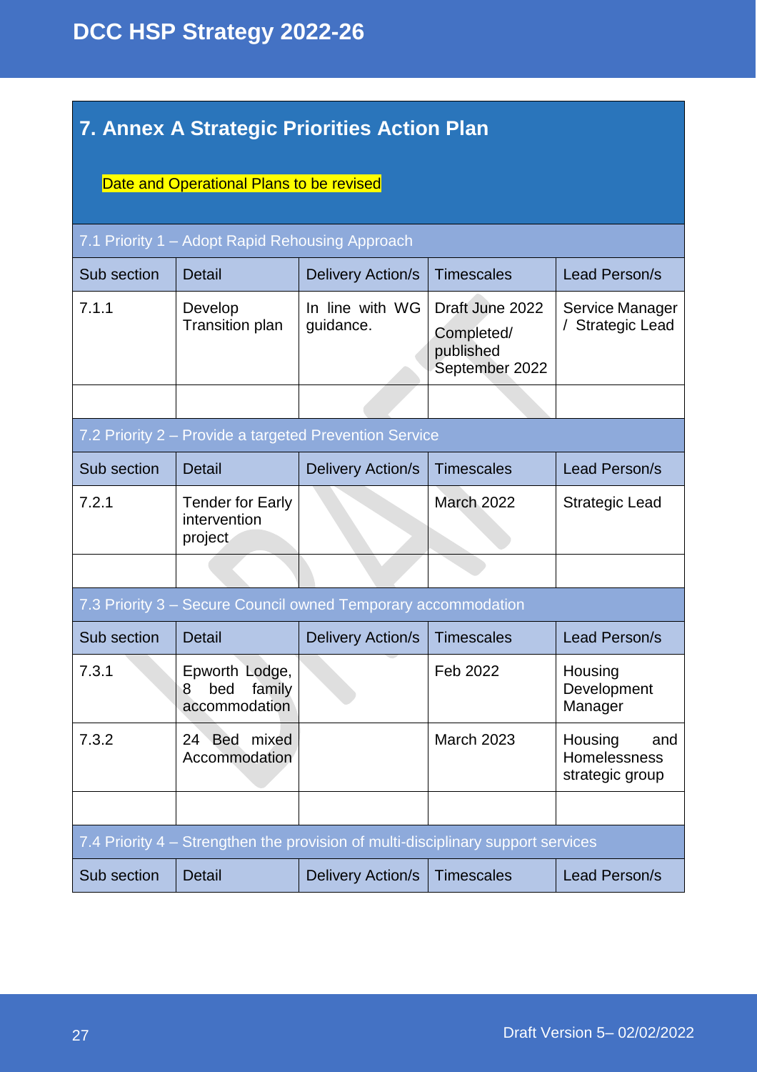## 7. Annex A Strategic Priorities Action Plan

Date and Operational Plans to be revised

| 7.1 Priority 1 – Adopt Rapid Rehousing Approach | | | | |
|---|---|---|---|---|
| Sub section | Detail | Delivery Action/s | Timescales | Lead Person/s |
| 7.1.1 | Develop Transition plan | In line with WG guidance. | Draft June 2022<br>Completed/ published September 2022 | Service Manager / Strategic Lead |
| | | | | |

| 7.2 Priority 2 – Provide a targeted Prevention Service | | | | |
|---|---|---|---|---|
| Sub section | Detail | Delivery Action/s | Timescales | Lead Person/s |
| 7.2.1 | Tender for Early intervention project | | March 2022 | Strategic Lead |
| | | | | |

| 7.3 Priority 3 – Secure Council owned Temporary accommodation | | | | |
|---|---|---|---|---|
| Sub section | Detail | Delivery Action/s | Timescales | Lead Person/s |
| 7.3.1 | Epworth Lodge, 8 bed family accommodation | | Feb 2022 | Housing Development Manager |
| 7.3.2 | 24 Bed mixed Accommodation | | March 2023 | Housing and Homelessness strategic group |
| | | | | |

| 7.4 Priority 4 – Strengthen the provision of multi-disciplinary support services | | | | |
|---|---|---|---|---|
| Sub section | Detail | Delivery Action/s | Timescales | Lead Person/s |

Draft Version 5– 02/02/2022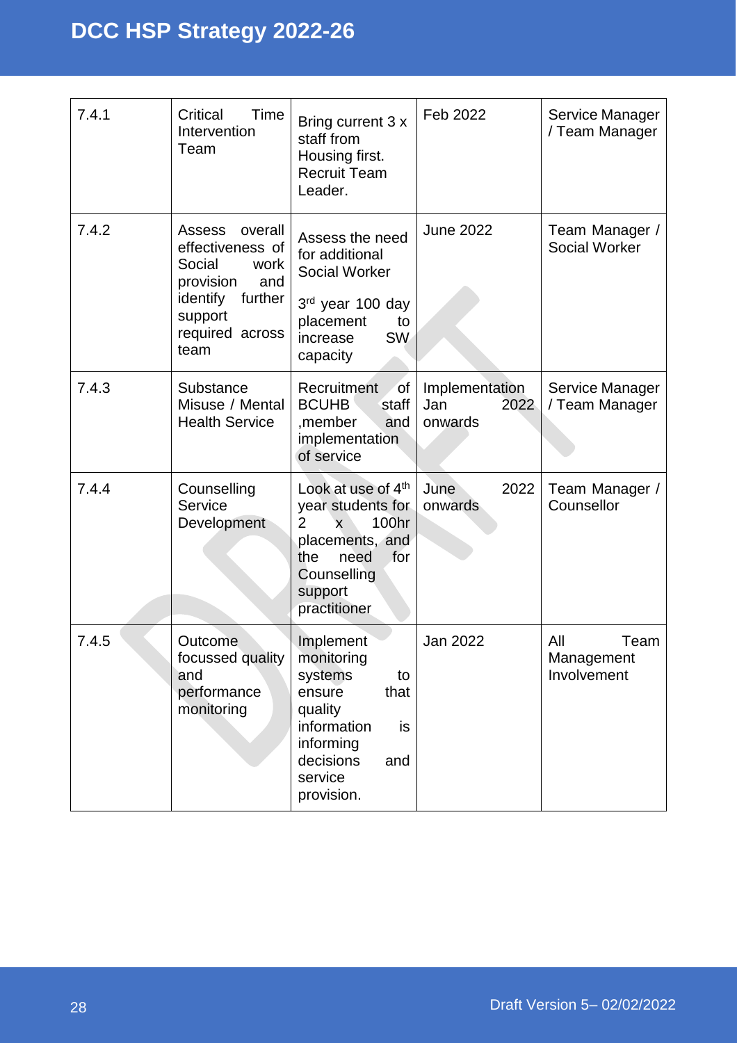| | | | | |
|---|---|---|---|---|
| 7.4.1 | Critical Time Intervention Team | Bring current 3 x staff from Housing first. Recruit Team Leader. | Feb 2022 | Service Manager / Team Manager |
| 7.4.2 | Assess overall effectiveness of Social work provision and identify further support required across team | Assess the need for additional Social Worker<br><br>3rd year 100 day placement to increase SW capacity | June 2022 | Team Manager / Social Worker |
| 7.4.3 | Substance Misuse / Mental Health Service | Recruitment of BCUHB staff ,member and implementation of service | Implementation Jan 2022 onwards | Service Manager / Team Manager |
| 7.4.4 | Counselling Service Development | Look at use of 4th year students for 2 x 100hr placements, and the need for Counselling support practitioner | June 2022 onwards | Team Manager / Counsellor |
| 7.4.5 | Outcome focussed quality and performance monitoring | Implement monitoring systems to ensure that quality information is informing decisions and service provision. | Jan 2022 | All Team Management Involvement |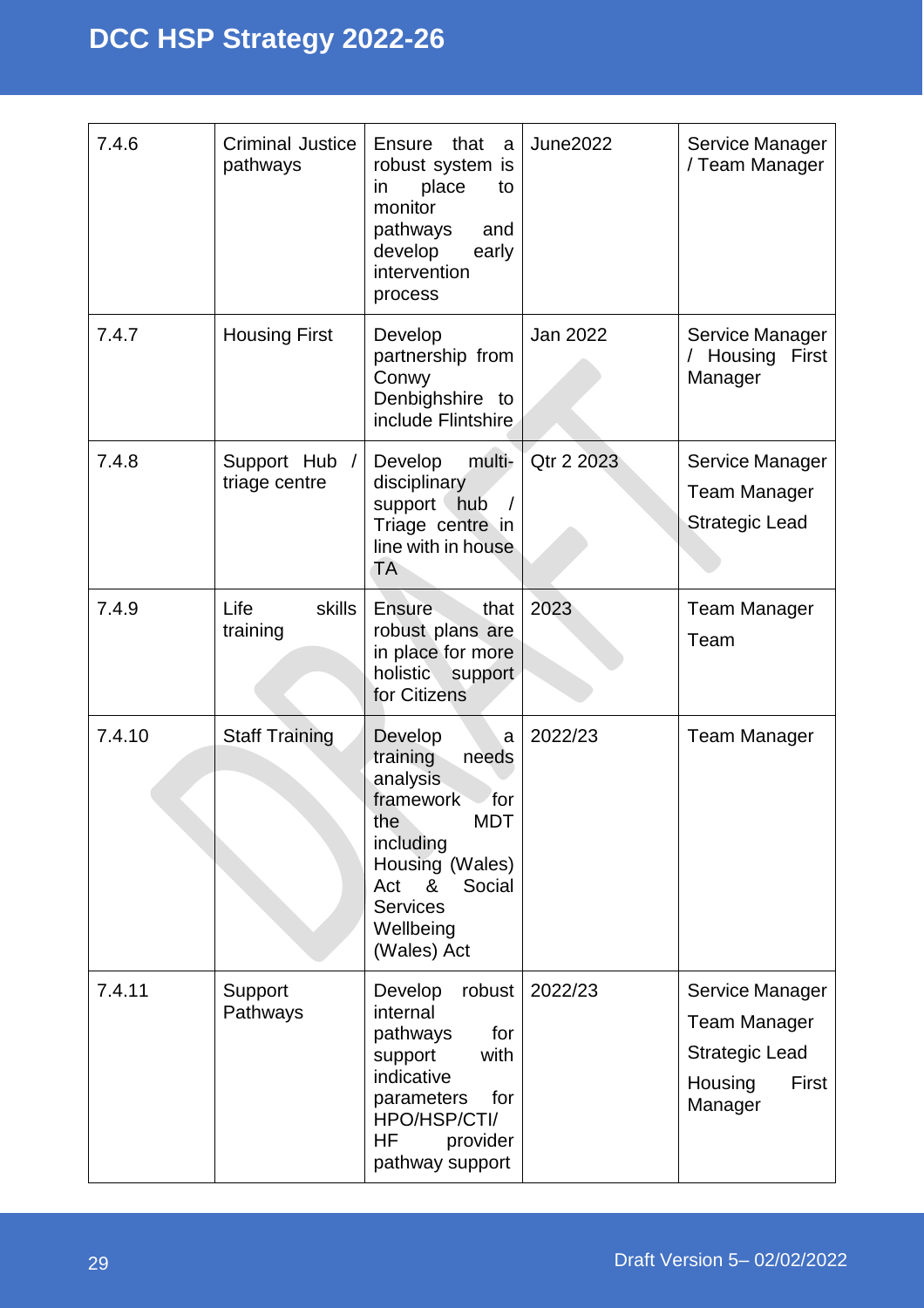| | | | | |
|---|---|---|---|---|
| 7.4.6 | Criminal Justice pathways | Ensure that a robust system is in place to monitor pathways and develop early intervention process | June2022 | Service Manager / Team Manager |
| 7.4.7 | Housing First | Develop partnership from Conwy Denbighshire to include Flintshire | Jan 2022 | Service Manager / Housing First Manager |
| 7.4.8 | Support Hub / triage centre | Develop multi-disciplinary support hub / Triage centre in line with in house TA | Qtr 2 2023 | Service Manager<br>Team Manager<br>Strategic Lead |
| 7.4.9 | Life skills training | Ensure that robust plans are in place for more holistic support for Citizens | 2023 | Team Manager<br>Team |
| 7.4.10 | Staff Training | Develop a training needs analysis framework for the MDT including Housing (Wales) Act & Social Services Wellbeing (Wales) Act | 2022/23 | Team Manager |
| 7.4.11 | Support Pathways | Develop robust internal pathways for support with indicative parameters for HPO/HSP/CTI/ HF provider pathway support | 2022/23 | Service Manager<br>Team Manager<br>Strategic Lead<br>Housing First Manager |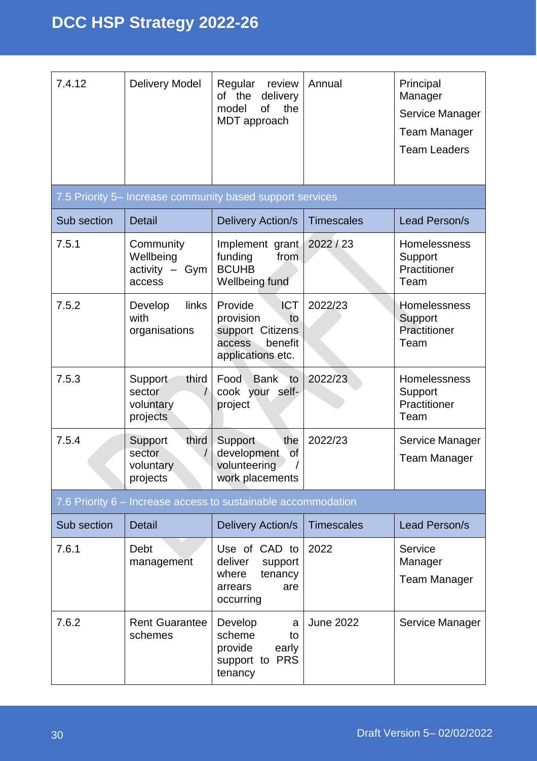| | | | | |
|---|---|---|---|---|
| 7.4.12 | Delivery Model | Regular review of the delivery model of the MDT approach | Annual | Principal Manager<br>Service Manager<br>Team Manager<br>Team Leaders |
| **7.5 Priority 5– Increase community based support services** | | | | |
| Sub section | Detail | Delivery Action/s | Timescales | Lead Person/s |
| 7.5.1 | Community Wellbeing activity – Gym access | Implement grant funding from BCUHB Wellbeing fund | 2022 / 23 | Homelessness Support Practitioner Team |
| 7.5.2 | Develop links with organisations | Provide ICT provision to support Citizens access benefit applications etc. | 2022/23 | Homelessness Support Practitioner Team |
| 7.5.3 | Support third sector / voluntary projects | Food Bank to cook your self-project | 2022/23 | Homelessness Support Practitioner Team |
| 7.5.4 | Support third sector / voluntary projects | Support the development of volunteering / work placements | 2022/23 | Service Manager<br>Team Manager |
| **7.6 Priority 6 – Increase access to sustainable accommodation** | | | | |
| Sub section | Detail | Delivery Action/s | Timescales | Lead Person/s |
| 7.6.1 | Debt management | Use of CAD to deliver support where tenancy arrears are occurring | 2022 | Service Manager<br>Team Manager |
| 7.6.2 | Rent Guarantee schemes | Develop a scheme to provide early support to PRS tenancy | June 2022 | Service Manager |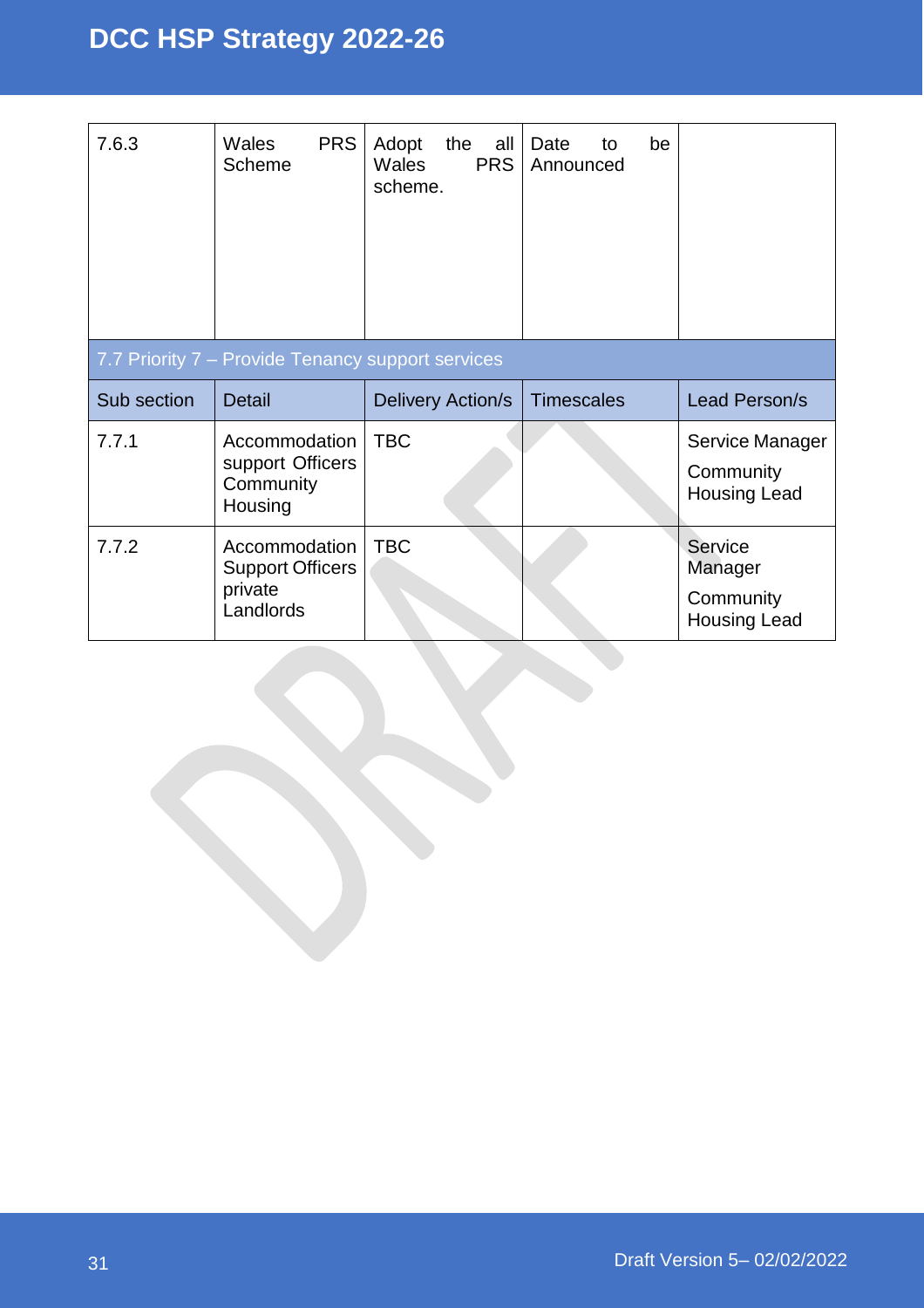| | | | | |
|---|---|---|---|---|
| 7.6.3 | Wales PRS Scheme | Adopt the all Wales PRS scheme. | Date to be Announced | |
| 7.7 Priority 7 – Provide Tenancy support services | | | | |
| Sub section | Detail | Delivery Action/s | Timescales | Lead Person/s |
| 7.7.1 | Accommodation support Officers Community Housing | TBC | | Service Manager<br><br>Community Housing Lead |
| 7.7.2 | Accommodation Support Officers private Landlords | TBC | | Service Manager<br><br>Community Housing Lead |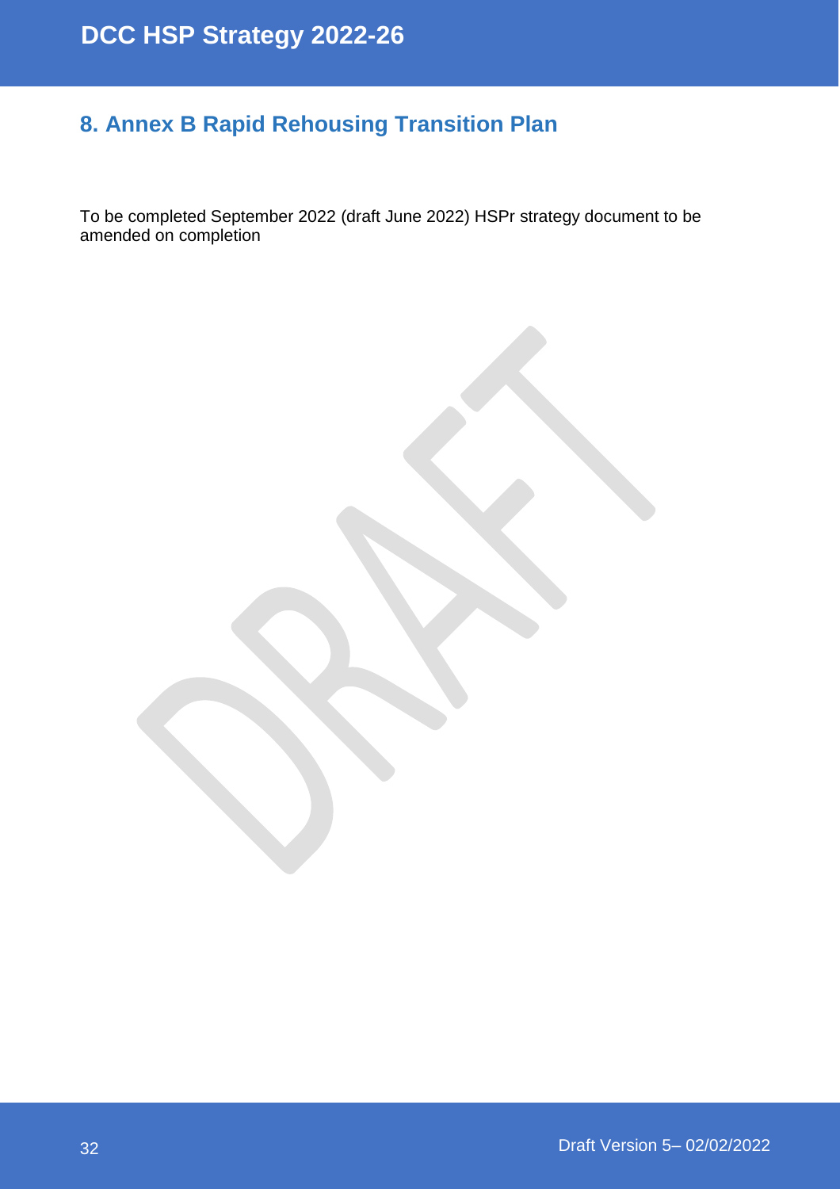## 8. Annex B Rapid Rehousing Transition Plan

To be completed September 2022 (draft June 2022) HSPr strategy document to be amended on completion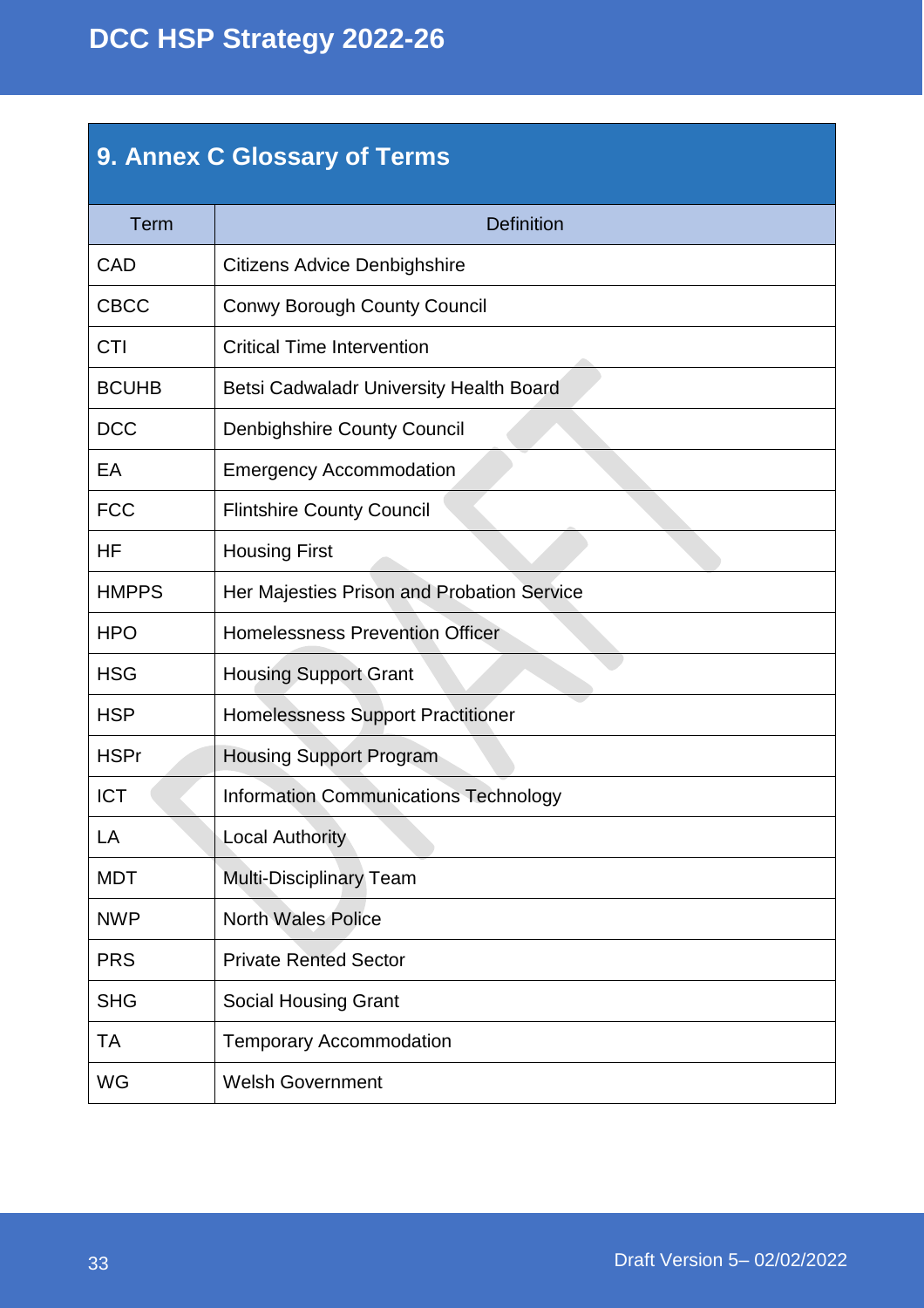## 9. Annex C Glossary of Terms

| Term | Definition |
| --- | --- |
| CAD | Citizens Advice Denbighshire |
| CBCC | Conwy Borough County Council |
| CTI | Critical Time Intervention |
| BCUHB | Betsi Cadwaladr University Health Board |
| DCC | Denbighshire County Council |
| EA | Emergency Accommodation |
| FCC | Flintshire County Council |
| HF | Housing First |
| HMPPS | Her Majesties Prison and Probation Service |
| HPO | Homelessness Prevention Officer |
| HSG | Housing Support Grant |
| HSP | Homelessness Support Practitioner |
| HSPr | Housing Support Program |
| ICT | Information Communications Technology |
| LA | Local Authority |
| MDT | Multi-Disciplinary Team |
| NWP | North Wales Police |
| PRS | Private Rented Sector |
| SHG | Social Housing Grant |
| TA | Temporary Accommodation |
| WG | Welsh Government |